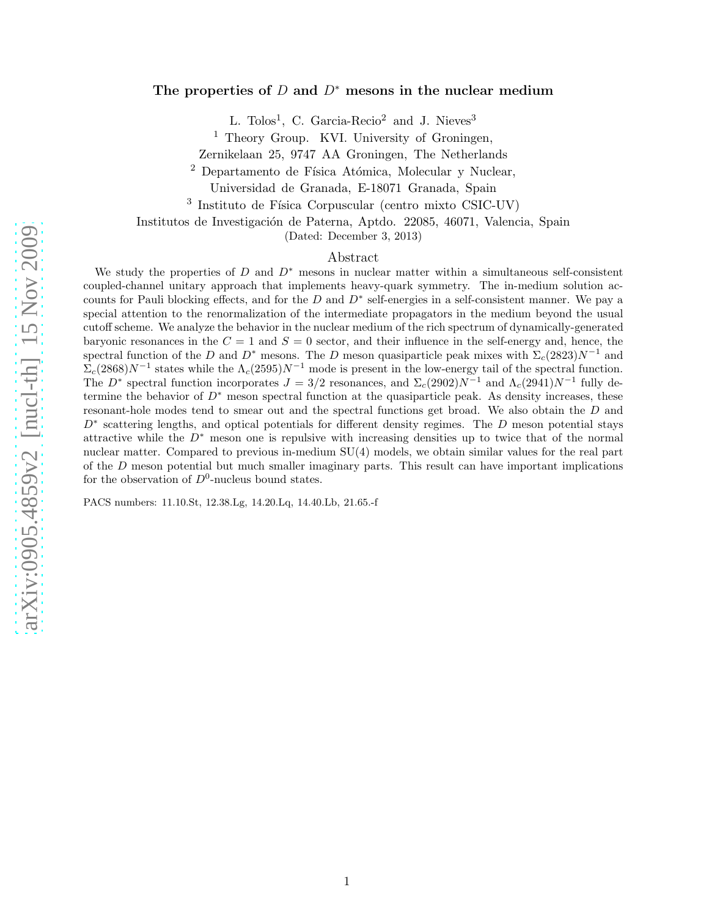# The properties of $D$ and $D^*$ mesons in the nuclear medium

L. Tolos[1], C. Garcia-Recio[2] and J. Nieves[3]

[1] Theory Group. KVI. University of Groningen, Zernikelaan 25, 9747 AA Groningen, The Netherlands

[2] Departamento de Física Atómica, Molecular y Nuclear, Universidad de Granada, E-18071 Granada, Spain

[3] Instituto de Física Corpuscular (centro mixto CSIC-UV) Institutos de Investigación de Paterna, Aptdo. 22085, 46071, Valencia, Spain

(Dated: December 3, 2013)

## Abstract

We study the properties of $D$ and $D^*$ mesons in nuclear matter within a simultaneous self-consistent coupled-channel unitary approach that implements heavy-quark symmetry. The in-medium solution accounts for Pauli blocking effects, and for the $D$ and $D^*$ self-energies in a self-consistent manner. We pay a special attention to the renormalization of the intermediate propagators in the medium beyond the usual cutoff scheme. We analyze the behavior in the nuclear medium of the rich spectrum of dynamically-generated baryonic resonances in the $C = 1$ and $S = 0$ sector, and their influence in the self-energy and, hence, the spectral function of the $D$ and $D^*$ mesons. The $D$ meson quasiparticle peak mixes with $\Sigma_c(2823)N^{-1}$ and $\Sigma_c(2868)N^{-1}$ states while the $\Lambda_c(2595)N^{-1}$ mode is present in the low-energy tail of the spectral function. The $D^*$ spectral function incorporates $J = 3/2$ resonances, and $\Sigma_c(2902)N^{-1}$ and $\Lambda_c(2941)N^{-1}$ fully determine the behavior of $D^*$ meson spectral function at the quasiparticle peak. As density increases, these resonant-hole modes tend to smear out and the spectral functions get broad. We also obtain the $D$ and $D^*$ scattering lengths, and optical potentials for different density regimes. The $D$ meson potential stays attractive while the $D^*$ meson one is repulsive with increasing densities up to twice that of the normal nuclear matter. Compared to previous in-medium SU(4) models, we obtain similar values for the real part of the $D$ meson potential but much smaller imaginary parts. This result can have important implications for the observation of $D^0$-nucleus bound states.

PACS numbers: 11.10.St, 12.38.Lg, 14.20.Lq, 14.40.Lb, 21.65.-f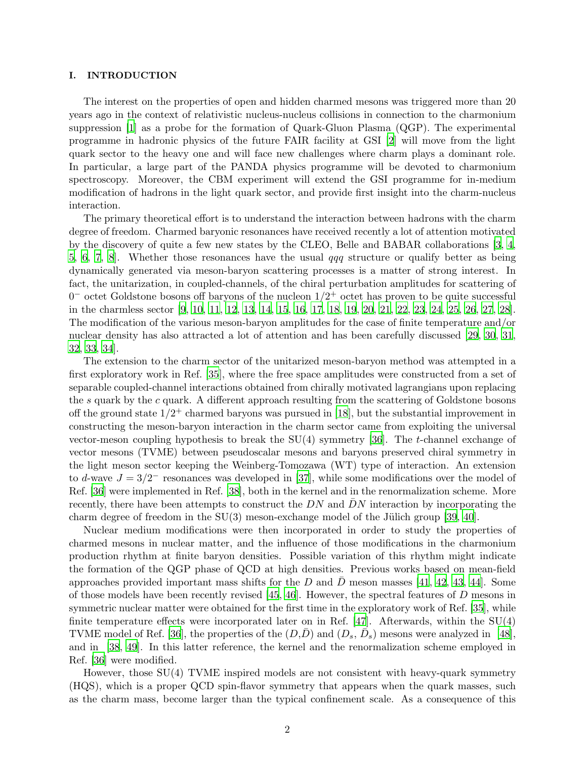## I. INTRODUCTION

The interest on the properties of open and hidden charmed mesons was triggered more than 20 years ago in the context of relativistic nucleus-nucleus collisions in connection to the charmonium suppression [1] as a probe for the formation of Quark-Gluon Plasma (QGP). The experimental programme in hadronic physics of the future FAIR facility at GSI [2] will move from the light quark sector to the heavy one and will face new challenges where charm plays a dominant role. In particular, a large part of the PANDA physics programme will be devoted to charmonium spectroscopy. Moreover, the CBM experiment will extend the GSI programme for in-medium modification of hadrons in the light quark sector, and provide first insight into the charm-nucleus interaction.

The primary theoretical effort is to understand the interaction between hadrons with the charm degree of freedom. Charmed baryonic resonances have received recently a lot of attention motivated by the discovery of quite a few new states by the CLEO, Belle and BABAR collaborations [3, 4, 5, 6, 7, 8]. Whether those resonances have the usual $qqq$ structure or qualify better as being dynamically generated via meson-baryon scattering processes is a matter of strong interest. In fact, the unitarization, in coupled-channels, of the chiral perturbation amplitudes for scattering of $0^-$ octet Goldstone bosons off baryons of the nucleon $1/2^+$ octet has proven to be quite successful in the charmless sector [9, 10, 11, 12, 13, 14, 15, 16, 17, 18, 19, 20, 21, 22, 23, 24, 25, 26, 27, 28]. The modification of the various meson-baryon amplitudes for the case of finite temperature and/or nuclear density has also attracted a lot of attention and has been carefully discussed [29, 30, 31, 32, 33, 34].

The extension to the charm sector of the unitarized meson-baryon method was attempted in a first exploratory work in Ref. [35], where the free space amplitudes were constructed from a set of separable coupled-channel interactions obtained from chirally motivated lagrangians upon replacing the $s$ quark by the $c$ quark. A different approach resulting from the scattering of Goldstone bosons off the ground state $1/2^+$ charmed baryons was pursued in [18], but the substantial improvement in constructing the meson-baryon interaction in the charm sector came from exploiting the universal vector-meson coupling hypothesis to break the SU(4) symmetry [36]. The $t$-channel exchange of vector mesons (TVME) between pseudoscalar mesons and baryons preserved chiral symmetry in the light meson sector keeping the Weinberg-Tomozawa (WT) type of interaction. An extension to $d$-wave $J = 3/2^-$ resonances was developed in [37], while some modifications over the model of Ref. [36] were implemented in Ref. [38], both in the kernel and in the renormalization scheme. More recently, there have been attempts to construct the $DN$ and $\bar{D}N$ interaction by incorporating the charm degree of freedom in the SU(3) meson-exchange model of the Jülich group [39, 40].

Nuclear medium modifications were then incorporated in order to study the properties of charmed mesons in nuclear matter, and the influence of those modifications in the charmonium production rhythm at finite baryon densities. Possible variation of this rhythm might indicate the formation of the QGP phase of QCD at high densities. Previous works based on mean-field approaches provided important mass shifts for the $D$ and $\bar{D}$ meson masses [41, 42, 43, 44]. Some of those models have been recently revised [45, 46]. However, the spectral features of $D$ mesons in symmetric nuclear matter were obtained for the first time in the exploratory work of Ref. [35], while finite temperature effects were incorporated later on in Ref. [47]. Afterwards, within the SU(4) TVME model of Ref. [36], the properties of the ($D$,$\bar{D}$) and ($D_s$, $\bar{D}_s$) mesons were analyzed in [48], and in [38, 49]. In this latter reference, the kernel and the renormalization scheme employed in Ref. [36] were modified.

However, those SU(4) TVME inspired models are not consistent with heavy-quark symmetry (HQS), which is a proper QCD spin-flavor symmetry that appears when the quark masses, such as the charm mass, become larger than the typical confinement scale. As a consequence of this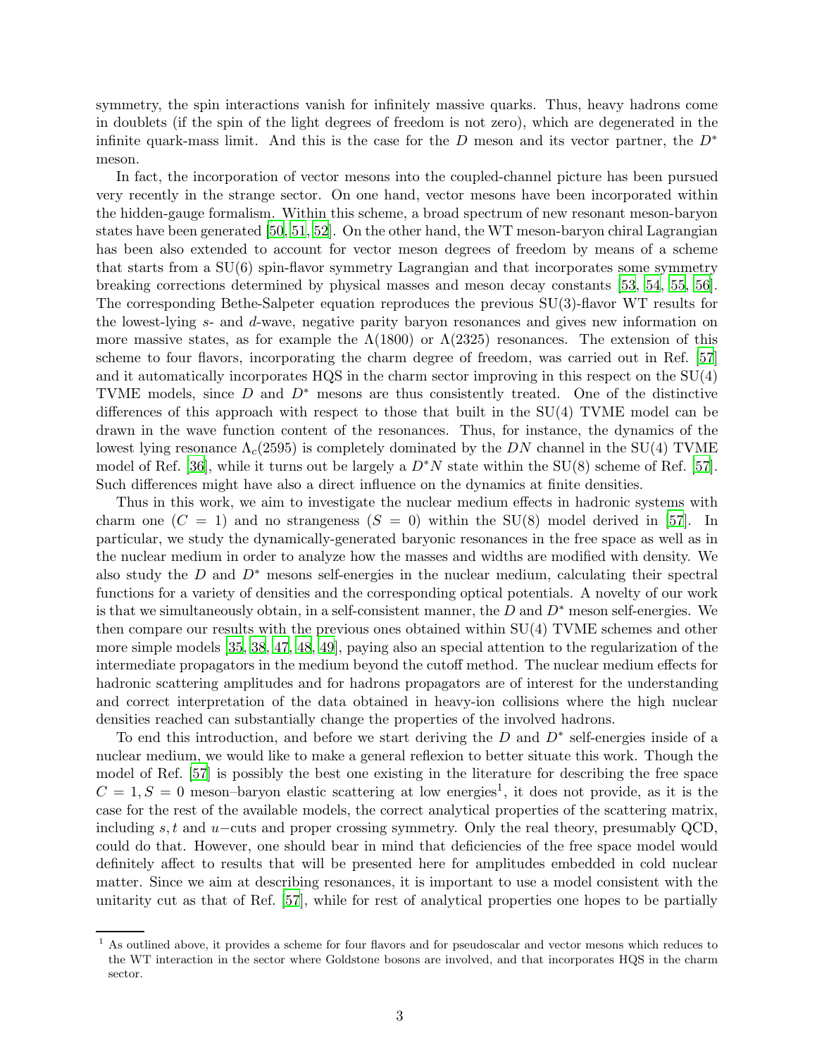symmetry, the spin interactions vanish for infinitely massive quarks. Thus, heavy hadrons come in doublets (if the spin of the light degrees of freedom is not zero), which are degenerated in the infinite quark-mass limit. And this is the case for the $D$ meson and its vector partner, the $D^*$ meson.

In fact, the incorporation of vector mesons into the coupled-channel picture has been pursued very recently in the strange sector. On one hand, vector mesons have been incorporated within the hidden-gauge formalism. Within this scheme, a broad spectrum of new resonant meson-baryon states have been generated [50, 51, 52]. On the other hand, the WT meson-baryon chiral Lagrangian has been also extended to account for vector meson degrees of freedom by means of a scheme that starts from a SU(6) spin-flavor symmetry Lagrangian and that incorporates some symmetry breaking corrections determined by physical masses and meson decay constants [53, 54, 55, 56]. The corresponding Bethe-Salpeter equation reproduces the previous SU(3)-flavor WT results for the lowest-lying $s$- and $d$-wave, negative parity baryon resonances and gives new information on more massive states, as for example the $\Lambda(1800)$ or $\Lambda(2325)$ resonances. The extension of this scheme to four flavors, incorporating the charm degree of freedom, was carried out in Ref. [57] and it automatically incorporates HQS in the charm sector improving in this respect on the SU(4) TVME models, since $D$ and $D^*$ mesons are thus consistently treated. One of the distinctive differences of this approach with respect to those that built in the SU(4) TVME model can be drawn in the wave function content of the resonances. Thus, for instance, the dynamics of the lowest lying resonance $\Lambda_c(2595)$ is completely dominated by the $DN$ channel in the SU(4) TVME model of Ref. [36], while it turns out be largely a $D^*N$ state within the SU(8) scheme of Ref. [57]. Such differences might have also a direct influence on the dynamics at finite densities.

Thus in this work, we aim to investigate the nuclear medium effects in hadronic systems with charm one ($C = 1$) and no strangeness ($S = 0$) within the SU(8) model derived in [57]. In particular, we study the dynamically-generated baryonic resonances in the free space as well as in the nuclear medium in order to analyze how the masses and widths are modified with density. We also study the $D$ and $D^*$ mesons self-energies in the nuclear medium, calculating their spectral functions for a variety of densities and the corresponding optical potentials. A novelty of our work is that we simultaneously obtain, in a self-consistent manner, the $D$ and $D^*$ meson self-energies. We then compare our results with the previous ones obtained within SU(4) TVME schemes and other more simple models [35, 38, 47, 48, 49], paying also an special attention to the regularization of the intermediate propagators in the medium beyond the cutoff method. The nuclear medium effects for hadronic scattering amplitudes and for hadrons propagators are of interest for the understanding and correct interpretation of the data obtained in heavy-ion collisions where the high nuclear densities reached can substantially change the properties of the involved hadrons.

To end this introduction, and before we start deriving the $D$ and $D^*$ self-energies inside of a nuclear medium, we would like to make a general reflexion to better situate this work. Though the model of Ref. [57] is possibly the best one existing in the literature for describing the free space $C = 1, S = 0$ meson–baryon elastic scattering at low energies[1], it does not provide, as it is the case for the rest of the available models, the correct analytical properties of the scattering matrix, including $s, t$ and $u-$cuts and proper crossing symmetry. Only the real theory, presumably QCD, could do that. However, one should bear in mind that deficiencies of the free space model would definitely affect to results that will be presented here for amplitudes embedded in cold nuclear matter. Since we aim at describing resonances, it is important to use a model consistent with the unitarity cut as that of Ref. [57], while for rest of analytical properties one hopes to be partially

[1] As outlined above, it provides a scheme for four flavors and for pseudoscalar and vector mesons which reduces to the WT interaction in the sector where Goldstone bosons are involved, and that incorporates HQS in the charm sector.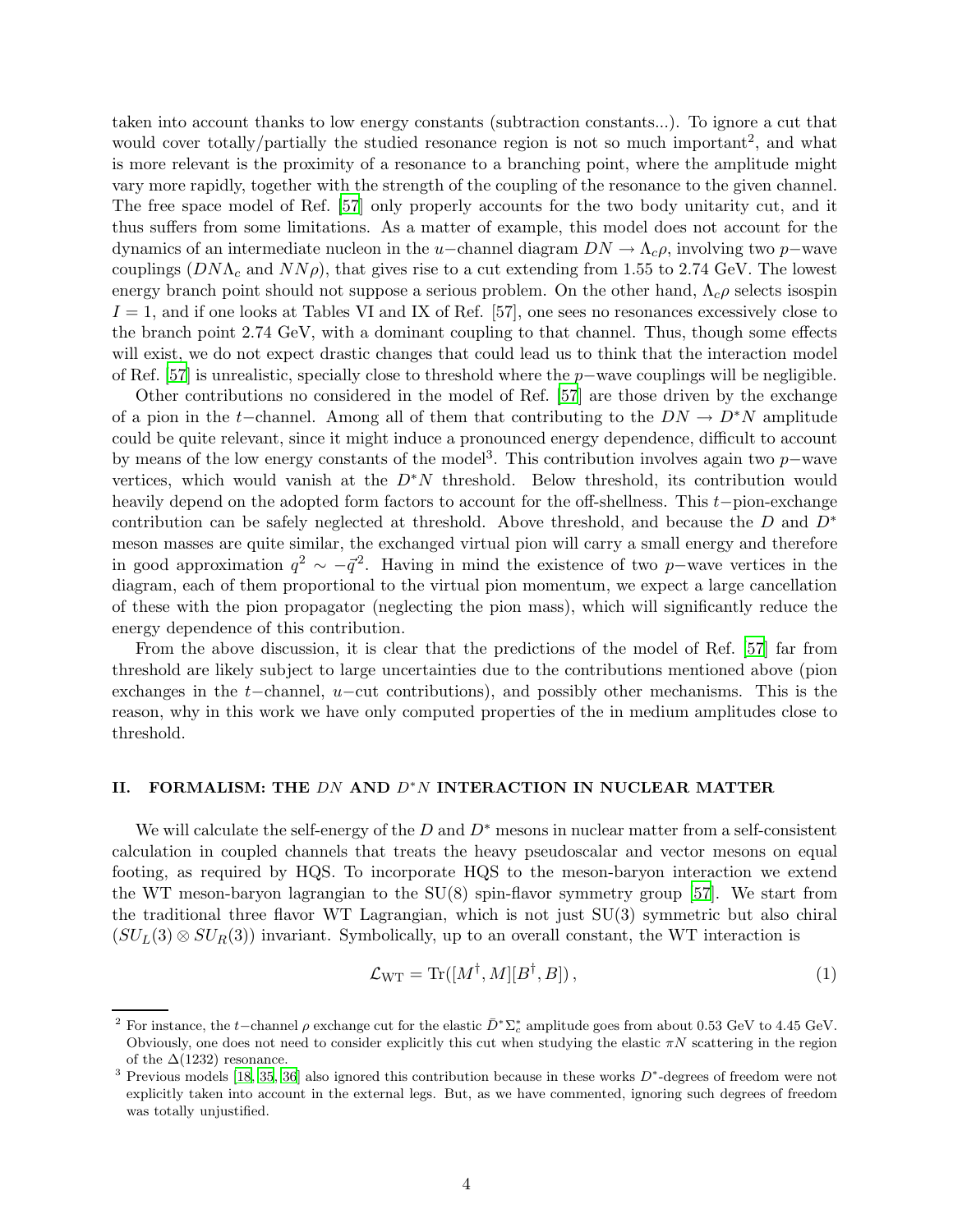taken into account thanks to low energy constants (subtraction constants...). To ignore a cut that would cover totally/partially the studied resonance region is not so much important[2], and what is more relevant is the proximity of a resonance to a branching point, where the amplitude might vary more rapidly, together with the strength of the coupling of the resonance to the given channel. The free space model of Ref. [57] only properly accounts for the two body unitarity cut, and it thus suffers from some limitations. As a matter of example, this model does not account for the dynamics of an intermediate nucleon in the $u-$channel diagram $DN \to \Lambda_c \rho$, involving two $p-$wave couplings ($DN\Lambda_c$ and $NN\rho$), that gives rise to a cut extending from 1.55 to 2.74 GeV. The lowest energy branch point should not suppose a serious problem. On the other hand, $\Lambda_c \rho$ selects isospin $I = 1$, and if one looks at Tables VI and IX of Ref. [57], one sees no resonances excessively close to the branch point 2.74 GeV, with a dominant coupling to that channel. Thus, though some effects will exist, we do not expect drastic changes that could lead us to think that the interaction model of Ref. [57] is unrealistic, specially close to threshold where the $p-$wave couplings will be negligible.

Other contributions no considered in the model of Ref. [57] are those driven by the exchange of a pion in the $t-$channel. Among all of them that contributing to the $DN \to D^* N$ amplitude could be quite relevant, since it might induce a pronounced energy dependence, difficult to account by means of the low energy constants of the model[3]. This contribution involves again two $p-$wave vertices, which would vanish at the $D^* N$ threshold. Below threshold, its contribution would heavily depend on the adopted form factors to account for the off-shellness. This $t-$pion-exchange contribution can be safely neglected at threshold. Above threshold, and because the $D$ and $D^*$ meson masses are quite similar, the exchanged virtual pion will carry a small energy and therefore in good approximation $q^2 \sim -\vec{q}^{\,2}$. Having in mind the existence of two $p-$wave vertices in the diagram, each of them proportional to the virtual pion momentum, we expect a large cancellation of these with the pion propagator (neglecting the pion mass), which will significantly reduce the energy dependence of this contribution.

From the above discussion, it is clear that the predictions of the model of Ref. [57] far from threshold are likely subject to large uncertainties due to the contributions mentioned above (pion exchanges in the $t-$channel, $u-$cut contributions), and possibly other mechanisms. This is the reason, why in this work we have only computed properties of the in medium amplitudes close to threshold.

## II. FORMALISM: THE $DN$ AND $D^*N$ INTERACTION IN NUCLEAR MATTER

We will calculate the self-energy of the $D$ and $D^*$ mesons in nuclear matter from a self-consistent calculation in coupled channels that treats the heavy pseudoscalar and vector mesons on equal footing, as required by HQS. To incorporate HQS to the meson-baryon interaction we extend the WT meson-baryon lagrangian to the SU(8) spin-flavor symmetry group [57]. We start from the traditional three flavor WT Lagrangian, which is not just SU(3) symmetric but also chiral ($SU_L(3) \otimes SU_R(3)$) invariant. Symbolically, up to an overall constant, the WT interaction is

$$\mathcal{L}_{\rm WT} = {\rm Tr}([M^\dagger, M][B^\dagger, B]) \,, \tag{1}$$

---

[2] For instance, the $t-$channel $\rho$ exchange cut for the elastic $\bar{D}^* \Sigma_c^*$ amplitude goes from about 0.53 GeV to 4.45 GeV. Obviously, one does not need to consider explicitly this cut when studying the elastic $\pi N$ scattering in the region of the $\Delta(1232)$ resonance.

[3] Previous models [18, 35, 36] also ignored this contribution because in these works $D^*$-degrees of freedom were not explicitly taken into account in the external legs. But, as we have commented, ignoring such degrees of freedom was totally unjustified.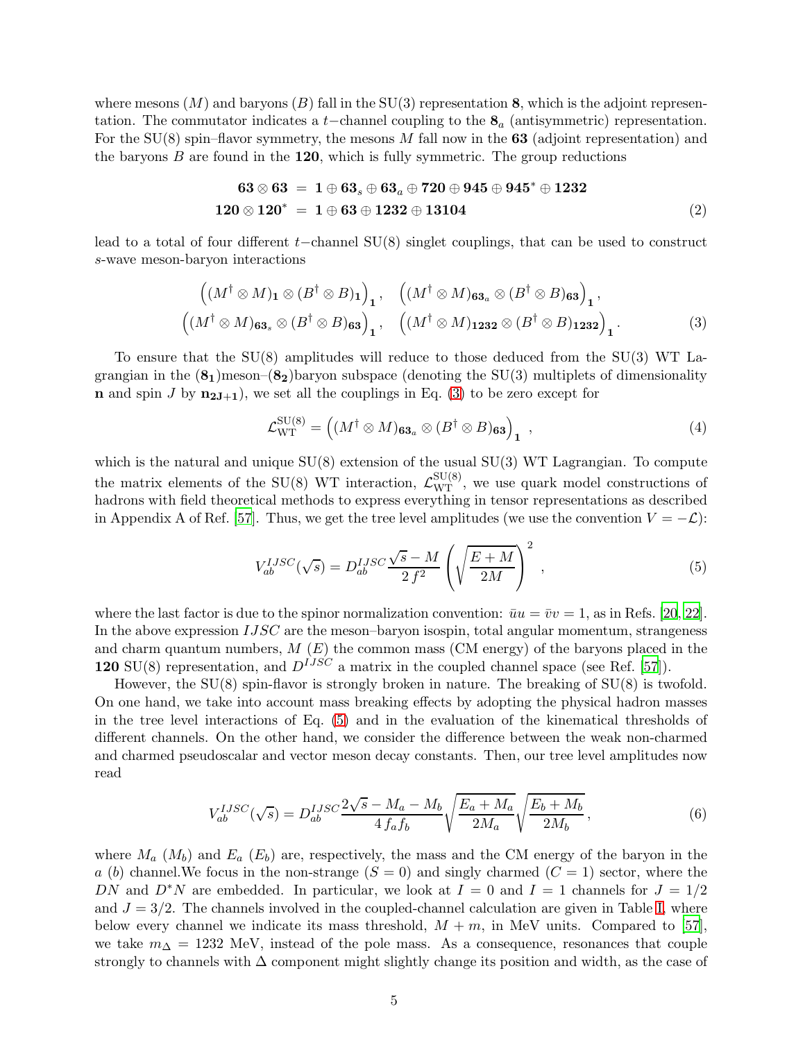where mesons ($M$) and baryons ($B$) fall in the SU(3) representation **8**, which is the adjoint representation. The commutator indicates a $t-$channel coupling to the $\mathbf{8}_a$ (antisymmetric) representation. For the SU(8) spin–flavor symmetry, the mesons $M$ fall now in the **63** (adjoint representation) and the baryons $B$ are found in the **120**, which is fully symmetric. The group reductions

$$
\begin{aligned}
\mathbf{63} \otimes \mathbf{63} &= \mathbf{1} \oplus \mathbf{63}_s \oplus \mathbf{63}_a \oplus \mathbf{720} \oplus \mathbf{945} \oplus \mathbf{945}^* \oplus \mathbf{1232} \\
\mathbf{120} \otimes \mathbf{120}^* &= \mathbf{1} \oplus \mathbf{63} \oplus \mathbf{1232} \oplus \mathbf{13104}
\end{aligned}
\tag{2}
$$

lead to a total of four different $t-$channel SU(8) singlet couplings, that can be used to construct $s$-wave meson-baryon interactions

$$
\begin{aligned}
&\Big( (M^\dagger \otimes M)_{\mathbf{1}} \otimes (B^\dagger \otimes B)_{\mathbf{1}} \Big)_{\mathbf{1}}, \quad \Big( (M^\dagger \otimes M)_{\mathbf{63}_a} \otimes (B^\dagger \otimes B)_{\mathbf{63}} \Big)_{\mathbf{1}}, \\
&\Big( (M^\dagger \otimes M)_{\mathbf{63}_s} \otimes (B^\dagger \otimes B)_{\mathbf{63}} \Big)_{\mathbf{1}}, \quad \Big( (M^\dagger \otimes M)_{\mathbf{1232}} \otimes (B^\dagger \otimes B)_{\mathbf{1232}} \Big)_{\mathbf{1}}.
\end{aligned}
\tag{3}
$$

To ensure that the SU(8) amplitudes will reduce to those deduced from the SU(3) WT Lagrangian in the ($\mathbf{8_1}$)meson–($\mathbf{8_2}$)baryon subspace (denoting the SU(3) multiplets of dimensionality **n** and spin $J$ by $\mathbf{n_{2J+1}}$), we set all the couplings in Eq. (3) to be zero except for

$$
\mathcal{L}_{\rm WT}^{\rm SU(8)} = \Big( (M^\dagger \otimes M)_{\mathbf{63}_a} \otimes (B^\dagger \otimes B)_{\mathbf{63}} \Big)_{\mathbf{1}} \ , \tag{4}
$$

which is the natural and unique SU(8) extension of the usual SU(3) WT Lagrangian. To compute the matrix elements of the SU(8) WT interaction, $\mathcal{L}_{\rm WT}^{\rm SU(8)}$, we use quark model constructions of hadrons with field theoretical methods to express everything in tensor representations as described in Appendix A of Ref. [57]. Thus, we get the tree level amplitudes (we use the convention $V = -\mathcal{L}$):

$$
V_{ab}^{IJSC}(\sqrt{s}) = D_{ab}^{IJSC} \frac{\sqrt{s} - M}{2\, f^2} \left( \sqrt{\frac{E+M}{2M}} \right)^2 \ , \tag{5}
$$

where the last factor is due to the spinor normalization convention: $\bar{u}u = \bar{v}v = 1$, as in Refs. [20, 22]. In the above expression $IJSC$ are the meson–baryon isospin, total angular momentum, strangeness and charm quantum numbers, $M$ ($E$) the common mass (CM energy) of the baryons placed in the **120** SU(8) representation, and $D^{IJSC}$ a matrix in the coupled channel space (see Ref. [57]).

However, the SU(8) spin-flavor is strongly broken in nature. The breaking of SU(8) is twofold. On one hand, we take into account mass breaking effects by adopting the physical hadron masses in the tree level interactions of Eq. (5) and in the evaluation of the kinematical thresholds of different channels. On the other hand, we consider the difference between the weak non-charmed and charmed pseudoscalar and vector meson decay constants. Then, our tree level amplitudes now read

$$
V_{ab}^{IJSC}(\sqrt{s}) = D_{ab}^{IJSC} \frac{2\sqrt{s} - M_a - M_b}{4\, f_a f_b} \sqrt{\frac{E_a + M_a}{2M_a}} \sqrt{\frac{E_b + M_b}{2M_b}} \,, \tag{6}
$$

where $M_a$ ($M_b$) and $E_a$ ($E_b$) are, respectively, the mass and the CM energy of the baryon in the $a$ ($b$) channel.We focus in the non-strange ($S = 0$) and singly charmed ($C = 1$) sector, where the $DN$ and $D^*N$ are embedded. In particular, we look at $I = 0$ and $I = 1$ channels for $J = 1/2$ and $J = 3/2$. The channels involved in the coupled-channel calculation are given in Table 1, where below every channel we indicate its mass threshold, $M + m$, in MeV units. Compared to [57], we take $m_\Delta = 1232$ MeV, instead of the pole mass. As a consequence, resonances that couple strongly to channels with $\Delta$ component might slightly change its position and width, as the case of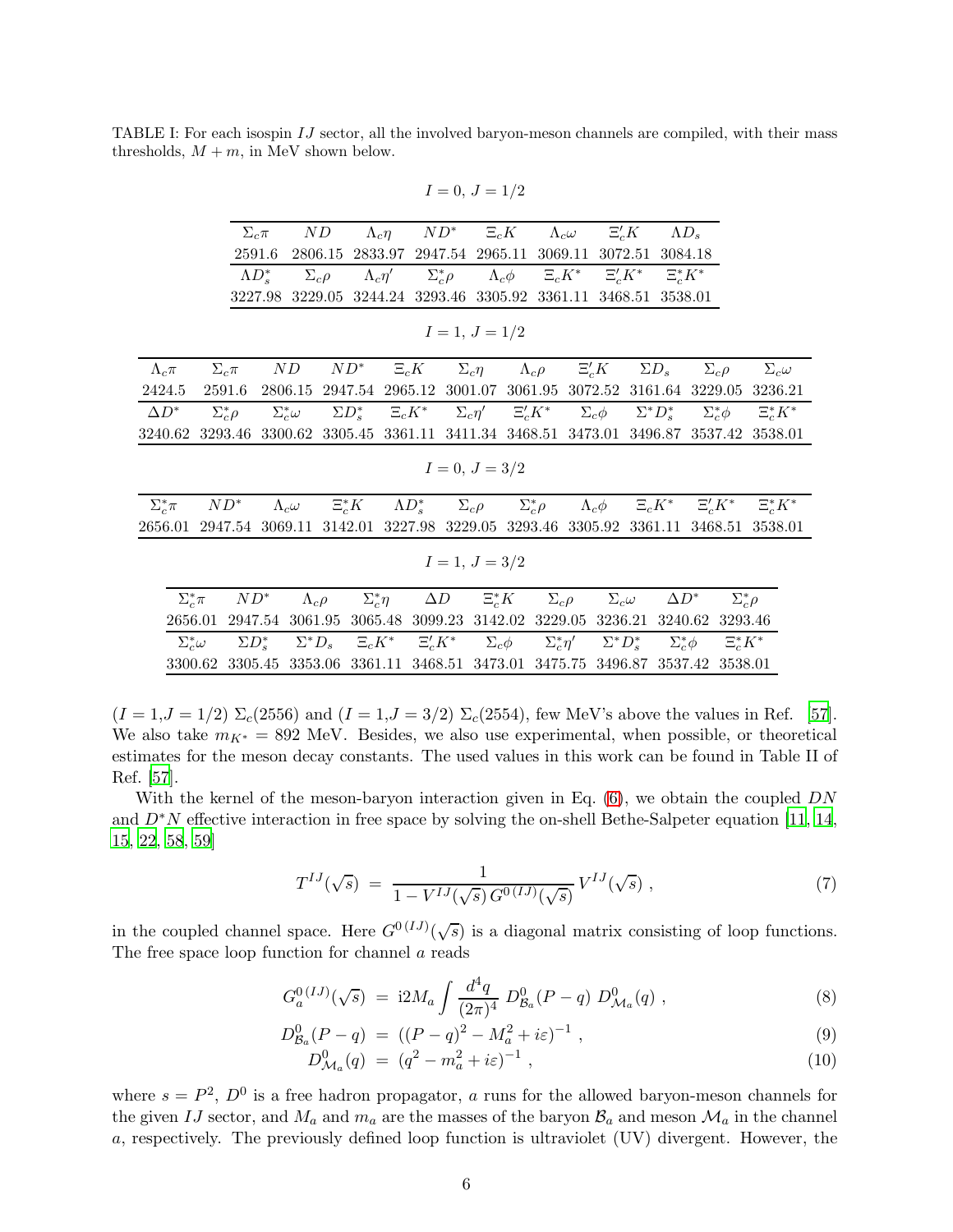TABLE I: For each isospin $IJ$ sector, all the involved baryon-meson channels are compiled, with their mass thresholds, $M + m$, in MeV shown below.

$I = 0,\ J = 1/2$

| $\Sigma_c\pi$ | $ND$ | $\Lambda_c\eta$ | $ND^*$ | $\Xi_cK$ | $\Lambda_c\omega$ | $\Xi_c'K$ | $\Lambda D_s$ |
|---|---|---|---|---|---|---|---|
| 2591.6 | 2806.15 | 2833.97 | 2947.54 | 2965.11 | 3069.11 | 3072.51 | 3084.18 |
| $\Lambda D_s^*$ | $\Sigma_c\rho$ | $\Lambda_c\eta'$ | $\Sigma_c^*\rho$ | $\Lambda_c\phi$ | $\Xi_cK^*$ | $\Xi_c'K^*$ | $\Xi_c^*K^*$ |
| 3227.98 | 3229.05 | 3244.24 | 3293.46 | 3305.92 | 3361.11 | 3468.51 | 3538.01 |

$I = 1,\ J = 1/2$

| $\Lambda_c\pi$ | $\Sigma_c\pi$ | $ND$ | $ND^*$ | $\Xi_cK$ | $\Sigma_c\eta$ | $\Lambda_c\rho$ | $\Xi_c'K$ | $\Sigma D_s$ | $\Sigma_c\rho$ | $\Sigma_c\omega$ |
|---|---|---|---|---|---|---|---|---|---|---|
| 2424.5 | 2591.6 | 2806.15 | 2947.54 | 2965.12 | 3001.07 | 3061.95 | 3072.52 | 3161.64 | 3229.05 | 3236.21 |
| $\Delta D^*$ | $\Sigma_c^*\rho$ | $\Sigma_c^*\omega$ | $\Sigma D_s^*$ | $\Xi_cK^*$ | $\Sigma_c\eta'$ | $\Xi_c'K^*$ | $\Sigma_c\phi$ | $\Sigma^* D_s^*$ | $\Sigma_c^*\phi$ | $\Xi_c^*K^*$ |
| 3240.62 | 3293.46 | 3300.62 | 3305.45 | 3361.11 | 3411.34 | 3468.51 | 3473.01 | 3496.87 | 3537.42 | 3538.01 |

$I = 0,\ J = 3/2$

| $\Sigma_c^*\pi$ | $ND^*$ | $\Lambda_c\omega$ | $\Xi_c^*K$ | $\Lambda D_s^*$ | $\Sigma_c\rho$ | $\Sigma_c^*\rho$ | $\Lambda_c\phi$ | $\Xi_cK^*$ | $\Xi_c'K^*$ | $\Xi_c^*K^*$ |
|---|---|---|---|---|---|---|---|---|---|---|
| 2656.01 | 2947.54 | 3069.11 | 3142.01 | 3227.98 | 3229.05 | 3293.46 | 3305.92 | 3361.11 | 3468.51 | 3538.01 |

$I = 1,\ J = 3/2$

| $\Sigma_c^*\pi$ | $ND^*$ | $\Lambda_c\rho$ | $\Sigma_c^*\eta$ | $\Delta D$ | $\Xi_c^*K$ | $\Sigma_c\rho$ | $\Sigma_c\omega$ | $\Delta D^*$ | $\Sigma_c^*\rho$ |
|---|---|---|---|---|---|---|---|---|---|
| 2656.01 | 2947.54 | 3061.95 | 3065.48 | 3099.23 | 3142.02 | 3229.05 | 3236.21 | 3240.62 | 3293.46 |
| $\Sigma_c^*\omega$ | $\Sigma D_s^*$ | $\Sigma^* D_s$ | $\Xi_cK^*$ | $\Xi_c'K^*$ | $\Sigma_c\phi$ | $\Sigma_c^*\eta'$ | $\Sigma^* D_s^*$ | $\Sigma_c^*\phi$ | $\Xi_c^*K^*$ |
| 3300.62 | 3305.45 | 3353.06 | 3361.11 | 3468.51 | 3473.01 | 3475.75 | 3496.87 | 3537.42 | 3538.01 |

($I = 1$,$J = 1/2$) $\Sigma_c(2556)$ and ($I = 1$,$J = 3/2$) $\Sigma_c(2554)$, few MeV's above the values in Ref. [57]. We also take $m_{K^*} = 892$ MeV. Besides, we also use experimental, when possible, or theoretical estimates for the meson decay constants. The used values in this work can be found in Table II of Ref. [57].

With the kernel of the meson-baryon interaction given in Eq. (6), we obtain the coupled $DN$ and $D^*N$ effective interaction in free space by solving the on-shell Bethe-Salpeter equation [11, 14, 15, 22, 58, 59]

$$T^{IJ}(\sqrt{s}) \ = \ \frac{1}{1 - V^{IJ}(\sqrt{s})\, G^{0\,(IJ)}(\sqrt{s})}\, V^{IJ}(\sqrt{s}) \ , \tag{7}$$

in the coupled channel space. Here $G^{0\,(IJ)}(\sqrt{s})$ is a diagonal matrix consisting of loop functions. The free space loop function for channel $a$ reads

$$G_a^{0\,(IJ)}(\sqrt{s}) \ = \ \mathrm{i}2M_a \int \frac{d^4q}{(2\pi)^4}\, D^0_{\mathcal{B}_a}(P-q)\ D^0_{\mathcal{M}_a}(q) \ , \tag{8}$$

$$D^0_{\mathcal{B}_a}(P-q) \ = \ \left((P-q)^2 - M_a^2 + i\varepsilon\right)^{-1} \ , \tag{9}$$

$$D^0_{\mathcal{M}_a}(q) \ = \ \left(q^2 - m_a^2 + i\varepsilon\right)^{-1} \ , \tag{10}$$

where $s = P^2$, $D^0$ is a free hadron propagator, $a$ runs for the allowed baryon-meson channels for the given $IJ$ sector, and $M_a$ and $m_a$ are the masses of the baryon $\mathcal{B}_a$ and meson $\mathcal{M}_a$ in the channel $a$, respectively. The previously defined loop function is ultraviolet (UV) divergent. However, the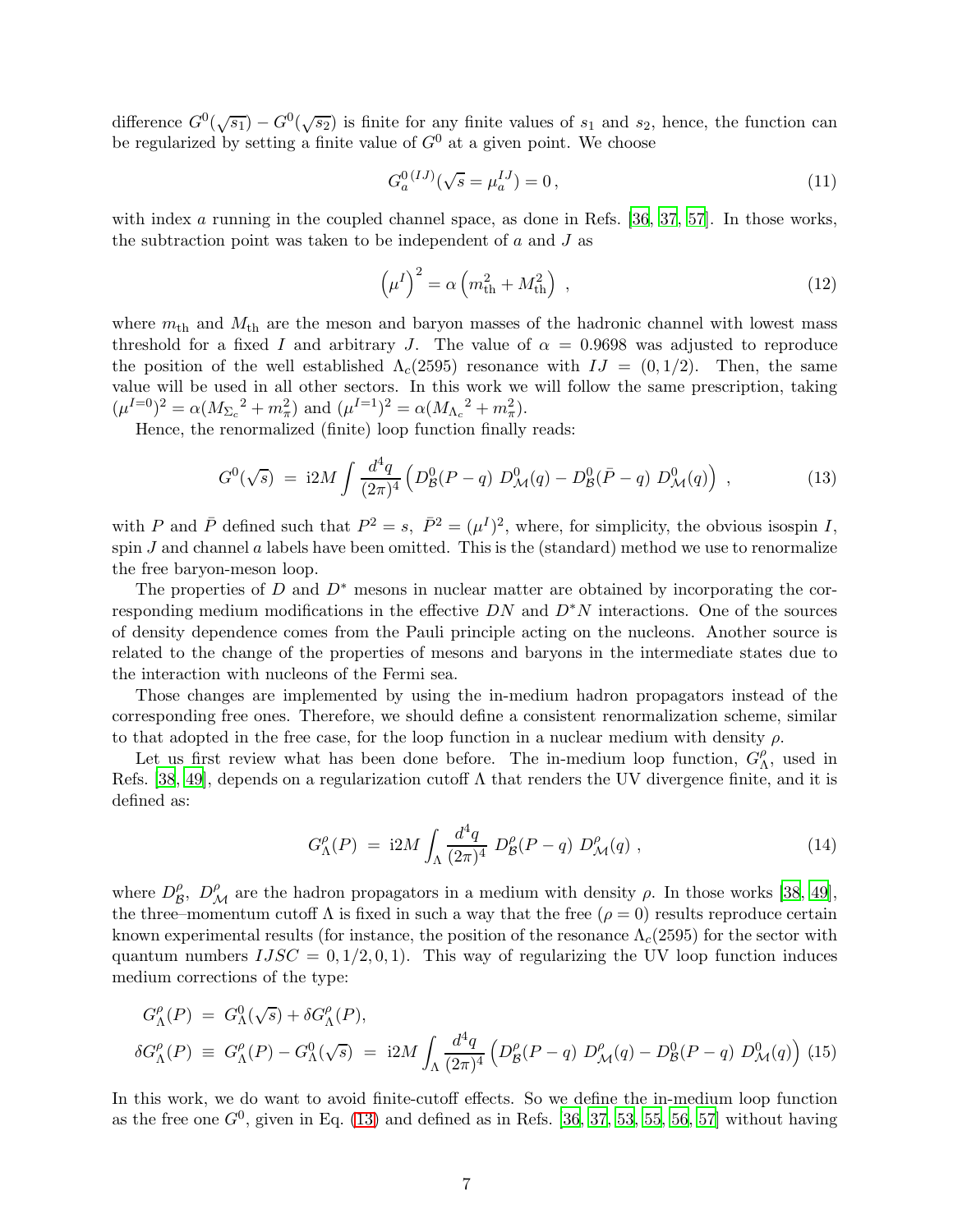difference $G^0(\sqrt{s_1}) - G^0(\sqrt{s_2})$ is finite for any finite values of $s_1$ and $s_2$, hence, the function can be regularized by setting a finite value of $G^0$ at a given point. We choose

$$G_a^{0\,(IJ)}(\sqrt{s} = \mu_a^{IJ}) = 0\,, \tag{11}$$

with index $a$ running in the coupled channel space, as done in Refs. [36, 37, 57]. In those works, the subtraction point was taken to be independent of $a$ and $J$ as

$$\left(\mu^I\right)^2 = \alpha\left(m_{\rm th}^2 + M_{\rm th}^2\right)\,, \tag{12}$$

where $m_{\rm th}$ and $M_{\rm th}$ are the meson and baryon masses of the hadronic channel with lowest mass threshold for a fixed $I$ and arbitrary $J$. The value of $\alpha = 0.9698$ was adjusted to reproduce the position of the well established $\Lambda_c(2595)$ resonance with $IJ = (0, 1/2)$. Then, the same value will be used in all other sectors. In this work we will follow the same prescription, taking $(\mu^{I=0})^2 = \alpha({M_{\Sigma_c}}^2 + m_\pi^2)$ and $(\mu^{I=1})^2 = \alpha({M_{\Lambda_c}}^2 + m_\pi^2)$.

Hence, the renormalized (finite) loop function finally reads:

$$G^0(\sqrt{s}) \;=\; {\rm i}2M\int \frac{d^4q}{(2\pi)^4}\left(D^0_{\mathcal{B}}(P-q)\; D^0_{\mathcal{M}}(q) - D^0_{\mathcal{B}}(\bar{P}-q)\; D^0_{\mathcal{M}}(q)\right)\,, \tag{13}$$

with $P$ and $\bar{P}$ defined such that $P^2 = s,\ \bar{P}^2 = (\mu^I)^2$, where, for simplicity, the obvious isospin $I$, spin $J$ and channel $a$ labels have been omitted. This is the (standard) method we use to renormalize the free baryon-meson loop.

The properties of $D$ and $D^*$ mesons in nuclear matter are obtained by incorporating the corresponding medium modifications in the effective $DN$ and $D^*N$ interactions. One of the sources of density dependence comes from the Pauli principle acting on the nucleons. Another source is related to the change of the properties of mesons and baryons in the intermediate states due to the interaction with nucleons of the Fermi sea.

Those changes are implemented by using the in-medium hadron propagators instead of the corresponding free ones. Therefore, we should define a consistent renormalization scheme, similar to that adopted in the free case, for the loop function in a nuclear medium with density $\rho$.

Let us first review what has been done before. The in-medium loop function, $G^\rho_\Lambda$, used in Refs. [38, 49], depends on a regularization cutoff $\Lambda$ that renders the UV divergence finite, and it is defined as:

$$G^\rho_\Lambda(P) \;=\; {\rm i}2M\int_\Lambda \frac{d^4q}{(2\pi)^4}\; D^\rho_{\mathcal{B}}(P-q)\; D^\rho_{\mathcal{M}}(q)\,, \tag{14}$$

where $D^\rho_{\mathcal{B}},\ D^\rho_{\mathcal{M}}$ are the hadron propagators in a medium with density $\rho$. In those works [38, 49], the three–momentum cutoff $\Lambda$ is fixed in such a way that the free ($\rho = 0$) results reproduce certain known experimental results (for instance, the position of the resonance $\Lambda_c(2595)$ for the sector with quantum numbers $IJSC = 0, 1/2, 0, 1$). This way of regularizing the UV loop function induces medium corrections of the type:

$$\begin{aligned}
G^\rho_\Lambda(P) \;&=\; G^0_\Lambda(\sqrt{s}) + \delta G^\rho_\Lambda(P),\\
\delta G^\rho_\Lambda(P) \;&\equiv\; G^\rho_\Lambda(P) - G^0_\Lambda(\sqrt{s}) \;=\; {\rm i}2M\int_\Lambda \frac{d^4q}{(2\pi)^4}\left(D^\rho_{\mathcal{B}}(P-q)\; D^\rho_{\mathcal{M}}(q) - D^0_{\mathcal{B}}(P-q)\; D^0_{\mathcal{M}}(q)\right)
\end{aligned} \tag{15}$$

In this work, we do want to avoid finite-cutoff effects. So we define the in-medium loop function as the free one $G^0$, given in Eq. (13) and defined as in Refs. [36, 37, 53, 55, 56, 57] without having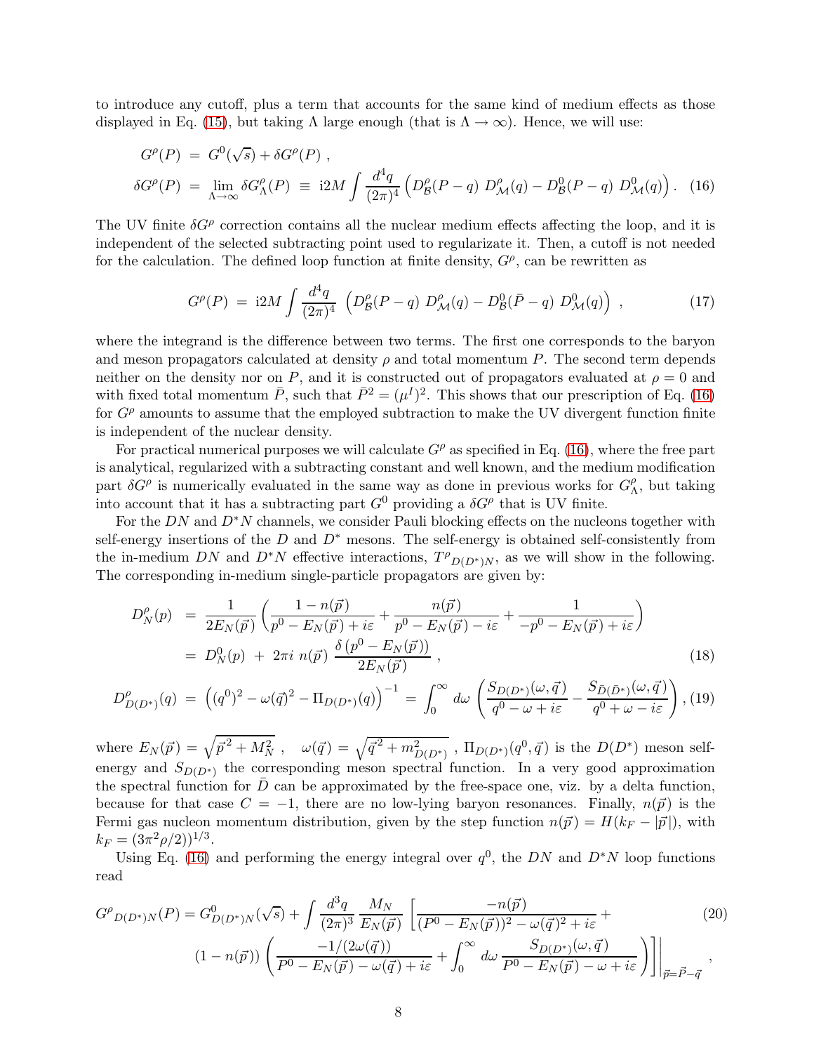to introduce any cutoff, plus a term that accounts for the same kind of medium effects as those displayed in Eq. (15), but taking $\Lambda$ large enough (that is $\Lambda \to \infty$). Hence, we will use:

$$
\begin{aligned}
G^\rho(P) &= G^0(\sqrt{s}) + \delta G^\rho(P) \, , \\
\delta G^\rho(P) &= \lim_{\Lambda\to\infty} \delta G^\rho_\Lambda(P) \equiv \mathrm{i}2M \int \frac{d^4q}{(2\pi)^4} \left( D^\rho_{\mathcal{B}}(P-q) \, D^\rho_{\mathcal{M}}(q) - D^0_{\mathcal{B}}(P-q) \, D^0_{\mathcal{M}}(q) \right) . \quad (16)
\end{aligned}
$$

The UV finite $\delta G^\rho$ correction contains all the nuclear medium effects affecting the loop, and it is independent of the selected subtracting point used to regularizate it. Then, a cutoff is not needed for the calculation. The defined loop function at finite density, $G^\rho$, can be rewritten as

$$
G^\rho(P) = \mathrm{i}2M \int \frac{d^4q}{(2\pi)^4} \left( D^\rho_{\mathcal{B}}(P-q) \, D^\rho_{\mathcal{M}}(q) - D^0_{\mathcal{B}}(\bar{P}-q) \, D^0_{\mathcal{M}}(q) \right) , \quad (17)
$$

where the integrand is the difference between two terms. The first one corresponds to the baryon and meson propagators calculated at density $\rho$ and total momentum $P$. The second term depends neither on the density nor on $P$, and it is constructed out of propagators evaluated at $\rho = 0$ and with fixed total momentum $\bar{P}$, such that $\bar{P}^2 = (\mu^I)^2$. This shows that our prescription of Eq. (16) for $G^\rho$ amounts to assume that the employed subtraction to make the UV divergent function finite is independent of the nuclear density.

For practical numerical purposes we will calculate $G^\rho$ as specified in Eq. (16), where the free part is analytical, regularized with a subtracting constant and well known, and the medium modification part $\delta G^\rho$ is numerically evaluated in the same way as done in previous works for $G^\rho_\Lambda$, but taking into account that it has a subtracting part $G^0$ providing a $\delta G^\rho$ that is UV finite.

For the $DN$ and $D^*N$ channels, we consider Pauli blocking effects on the nucleons together with self-energy insertions of the $D$ and $D^*$ mesons. The self-energy is obtained self-consistently from the in-medium $DN$ and $D^*N$ effective interactions, $T^\rho{}_{D(D^*)N}$, as we will show in the following. The corresponding in-medium single-particle propagators are given by:

$$
\begin{aligned}
D^\rho_N(p) &= \frac{1}{2E_N(\vec{p})} \left( \frac{1-n(\vec{p})}{p^0 - E_N(\vec{p}) + i\varepsilon} + \frac{n(\vec{p})}{p^0 - E_N(\vec{p}) - i\varepsilon} + \frac{1}{-p^0 - E_N(\vec{p}) + i\varepsilon} \right) \\
&= D^0_N(p) \; + \; 2\pi i \; n(\vec{p}) \; \frac{\delta\left(p^0 - E_N(\vec{p})\right)}{2E_N(\vec{p})} \, , \quad (18) \\
D^\rho_{D(D^*)}(q) &= \left( (q^0)^2 - \omega(\vec{q})^2 - \Pi_{D(D^*)}(q) \right)^{-1} = \int_0^\infty d\omega \left( \frac{S_{D(D^*)}(\omega, \vec{q})}{q^0 - \omega + i\varepsilon} - \frac{S_{\bar{D}(\bar{D}^*)}(\omega, \vec{q})}{q^0 + \omega - i\varepsilon} \right) , \quad (19)
\end{aligned}
$$

where $E_N(\vec{p}) = \sqrt{\vec{p}^{\,2} + M_N^2}$ , $\omega(\vec{q}) = \sqrt{\vec{q}^{\,2} + m^2_{D(D^*)}}$ , $\Pi_{D(D^*)}(q^0, \vec{q})$ is the $D(D^*)$ meson self-energy and $S_{D(D^*)}$ the corresponding meson spectral function. In a very good approximation the spectral function for $\bar{D}$ can be approximated by the free-space one, viz. by a delta function, because for that case $C = -1$, there are no low-lying baryon resonances. Finally, $n(\vec{p})$ is the Fermi gas nucleon momentum distribution, given by the step function $n(\vec{p}) = H(k_F - |\vec{p}|)$, with $k_F = (3\pi^2\rho/2))^{1/3}$.

Using Eq. (16) and performing the energy integral over $q^0$, the $DN$ and $D^*N$ loop functions read

$$
\begin{aligned}
G^\rho{}_{D(D^*)N}(P) = G^0_{D(D^*)N}(\sqrt{s}) + \int \frac{d^3q}{(2\pi)^3} \frac{M_N}{E_N(\vec{p})} \Bigg[ \frac{-n(\vec{p})}{(P^0 - E_N(\vec{p}))^2 - \omega(\vec{q})^2 + i\varepsilon} + \qquad (20) \\
(1 - n(\vec{p})) \left( \frac{-1/(2\omega(\vec{q}))}{P^0 - E_N(\vec{p}) - \omega(\vec{q}) + i\varepsilon} + \int_0^\infty d\omega \, \frac{S_{D(D^*)}(\omega, \vec{q})}{P^0 - E_N(\vec{p}) - \omega + i\varepsilon} \right) \Bigg] \Bigg|_{\vec{p} = \vec{P} - \vec{q}} ,
\end{aligned}
$$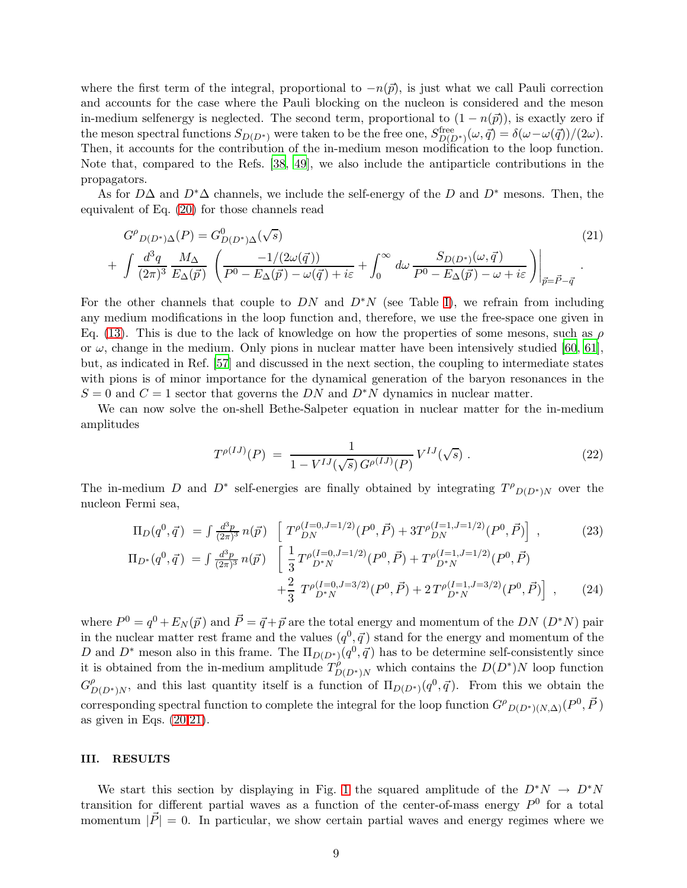where the first term of the integral, proportional to $-n(\vec{p})$, is just what we call Pauli correction and accounts for the case where the Pauli blocking on the nucleon is considered and the meson in-medium selfenergy is neglected. The second term, proportional to $(1-n(\vec{p}))$, is exactly zero if the meson spectral functions $S_{D(D^*)}$ were taken to be the free one, $S^{\rm free}_{D(D^*)}(\omega,\vec{q}) = \delta(\omega-\omega(\vec{q}))/(2\omega)$. Then, it accounts for the contribution of the in-medium meson modification to the loop function. Note that, compared to the Refs. [38, 49], we also include the antiparticle contributions in the propagators.

As for $D\Delta$ and $D^*\Delta$ channels, we include the self-energy of the $D$ and $D^*$ mesons. Then, the equivalent of Eq. (20) for those channels read

$$
\begin{aligned}
{G^{\rho}}_{D(D^*)\Delta}(P) &= G^0_{D(D^*)\Delta}(\sqrt{s}) \\
&+ \int \frac{d^3q}{(2\pi)^3}\,\frac{M_\Delta}{E_\Delta(\vec{p})}\left(\frac{-1/(2\omega(\vec{q}))}{P^0-E_\Delta(\vec{p})-\omega(\vec{q})+i\varepsilon}+\int_0^\infty d\omega\,\frac{S_{D(D^*)}(\omega,\vec{q})}{P^0-E_\Delta(\vec{p})-\omega+i\varepsilon}\right)\Bigg|_{\vec{p}=\vec{P}-\vec{q}} .
\end{aligned}
\tag{21}
$$

For the other channels that couple to $DN$ and $D^*N$ (see Table I), we refrain from including any medium modifications in the loop function and, therefore, we use the free-space one given in Eq. (13). This is due to the lack of knowledge on how the properties of some mesons, such as $\rho$ or $\omega$, change in the medium. Only pions in nuclear matter have been intensively studied [60, 61], but, as indicated in Ref. [57] and discussed in the next section, the coupling to intermediate states with pions is of minor importance for the dynamical generation of the baryon resonances in the $S=0$ and $C=1$ sector that governs the $DN$ and $D^*N$ dynamics in nuclear matter.

We can now solve the on-shell Bethe-Salpeter equation in nuclear matter for the in-medium amplitudes

$$
T^{\rho(IJ)}(P) \;=\; \frac{1}{1-V^{IJ}(\sqrt{s})\,G^{\rho(IJ)}(P)}\,V^{IJ}(\sqrt{s})\;. \tag{22}
$$

The in-medium $D$ and $D^*$ self-energies are finally obtained by integrating ${T^{\rho}}_{D(D^*)N}$ over the nucleon Fermi sea,

$$
\Pi_D(q^0,\vec{q}) \;=\int \tfrac{d^3p}{(2\pi)^3}\,n(\vec{p})\;\left[\,T^{\rho(I=0,J=1/2)}_{DN}(P^0,\vec{P})+3T^{\rho(I=1,J=1/2)}_{DN}(P^0,\vec{P})\right]\;, \tag{23}
$$

$$
\begin{aligned}
\Pi_{D^*}(q^0,\vec{q}) \;=\int \tfrac{d^3p}{(2\pi)^3}\,n(\vec{p})\;&\left[\,\frac{1}{3}T^{\rho(I=0,J=1/2)}_{D^*N}(P^0,\vec{P})+T^{\rho(I=1,J=1/2)}_{D^*N}(P^0,\vec{P})\right. \\
&\left.+\frac{2}{3}\;T^{\rho(I=0,J=3/2)}_{D^*N}(P^0,\vec{P})+2\,T^{\rho(I=1,J=3/2)}_{D^*N}(P^0,\vec{P})\right]\;,
\end{aligned}
\tag{24}
$$

where $P^0=q^0+E_N(\vec{p})$ and $\vec{P}=\vec{q}+\vec{p}$ are the total energy and momentum of the $DN$ ($D^*N$) pair in the nuclear matter rest frame and the values $(q^0,\vec{q})$ stand for the energy and momentum of the $D$ and $D^*$ meson also in this frame. The $\Pi_{D(D^*)}(q^0,\vec{q})$ has to be determine self-consistently since it is obtained from the in-medium amplitude $T^{\rho}_{D(D^*)N}$ which contains the $D(D^*)N$ loop function $G^{\rho}_{D(D^*)N}$, and this last quantity itself is a function of $\Pi_{D(D^*)}(q^0,\vec{q})$. From this we obtain the corresponding spectral function to complete the integral for the loop function ${G^{\rho}}_{D(D^*)(N,\Delta)}(P^0,\vec{P}\,)$ as given in Eqs. (20,21).

## III. RESULTS

We start this section by displaying in Fig. 1 the squared amplitude of the $D^*N \to D^*N$ transition for different partial waves as a function of the center-of-mass energy $P^0$ for a total momentum $|\vec{P}|=0$. In particular, we show certain partial waves and energy regimes where we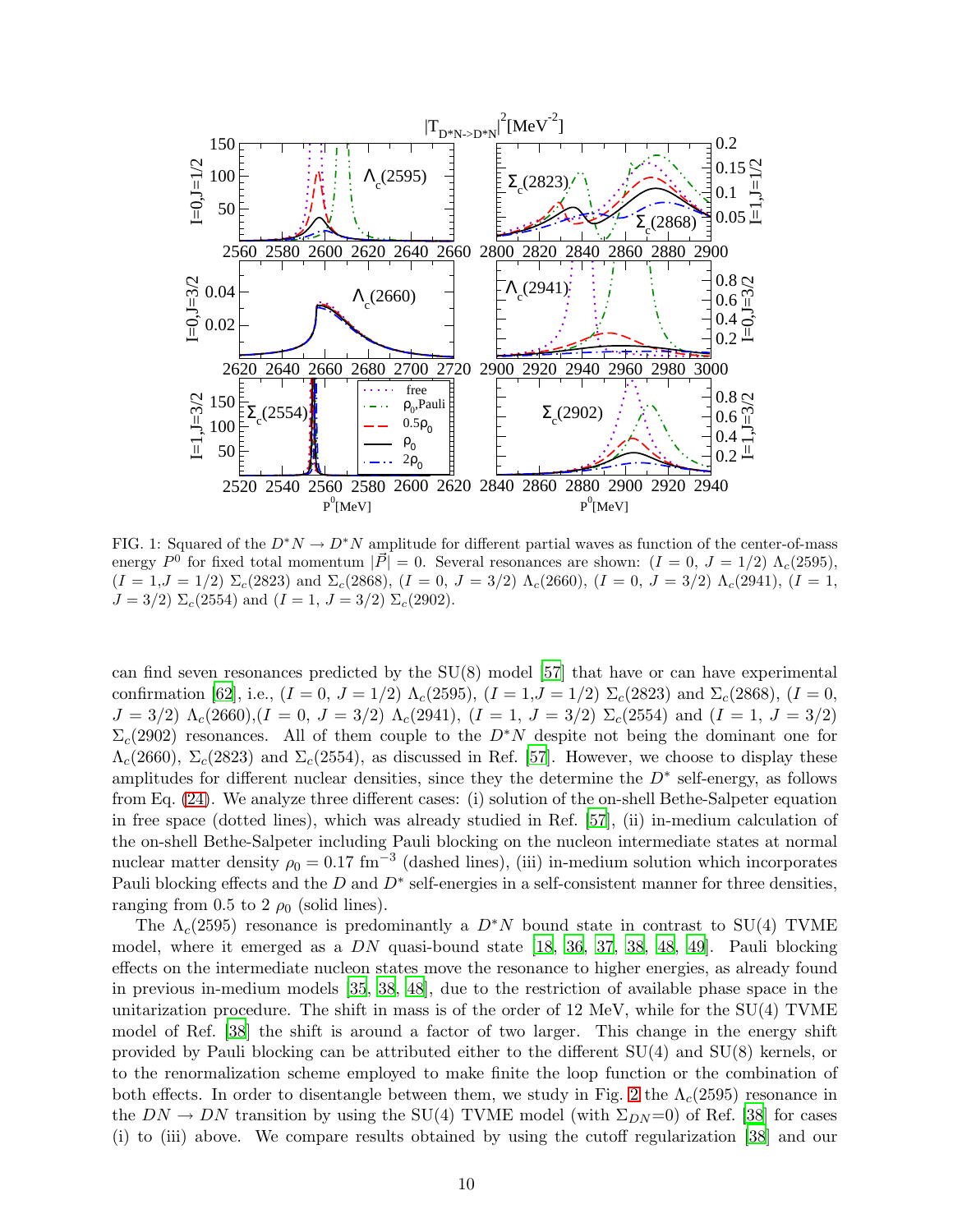FIG. 1: Squared of the $D^*N \to D^*N$ amplitude for different partial waves as function of the center-of-mass energy $P^0$ for fixed total momentum $|\vec{P}| = 0$. Several resonances are shown: ($I = 0$, $J = 1/2$) $\Lambda_c(2595)$, ($I = 1$,$J = 1/2$) $\Sigma_c(2823)$ and $\Sigma_c(2868)$, ($I = 0$, $J = 3/2$) $\Lambda_c(2660)$, ($I = 0$, $J = 3/2$) $\Lambda_c(2941)$, ($I = 1$, $J = 3/2$) $\Sigma_c(2554)$ and ($I = 1$, $J = 3/2$) $\Sigma_c(2902)$.

can find seven resonances predicted by the SU(8) model [57] that have or can have experimental confirmation [62], i.e., ($I = 0$, $J = 1/2$) $\Lambda_c(2595)$, ($I = 1$,$J = 1/2$) $\Sigma_c(2823)$ and $\Sigma_c(2868)$, ($I = 0$, $J = 3/2$) $\Lambda_c(2660)$,($I = 0$, $J = 3/2$) $\Lambda_c(2941)$, ($I = 1$, $J = 3/2$) $\Sigma_c(2554)$ and ($I = 1$, $J = 3/2$) $\Sigma_c(2902)$ resonances. All of them couple to the $D^*N$ despite not being the dominant one for $\Lambda_c(2660)$, $\Sigma_c(2823)$ and $\Sigma_c(2554)$, as discussed in Ref. [57]. However, we choose to display these amplitudes for different nuclear densities, since they the determine the $D^*$ self-energy, as follows from Eq. (24). We analyze three different cases: (i) solution of the on-shell Bethe-Salpeter equation in free space (dotted lines), which was already studied in Ref. [57], (ii) in-medium calculation of the on-shell Bethe-Salpeter including Pauli blocking on the nucleon intermediate states at normal nuclear matter density $\rho_0 = 0.17$ fm$^{-3}$ (dashed lines), (iii) in-medium solution which incorporates Pauli blocking effects and the $D$ and $D^*$ self-energies in a self-consistent manner for three densities, ranging from 0.5 to 2 $\rho_0$ (solid lines).

The $\Lambda_c(2595)$ resonance is predominantly a $D^*N$ bound state in contrast to SU(4) TVME model, where it emerged as a $DN$ quasi-bound state [18, 36, 37, 38, 48, 49]. Pauli blocking effects on the intermediate nucleon states move the resonance to higher energies, as already found in previous in-medium models [35, 38, 48], due to the restriction of available phase space in the unitarization procedure. The shift in mass is of the order of 12 MeV, while for the SU(4) TVME model of Ref. [38] the shift is around a factor of two larger. This change in the energy shift provided by Pauli blocking can be attributed either to the different SU(4) and SU(8) kernels, or to the renormalization scheme employed to make finite the loop function or the combination of both effects. In order to disentangle between them, we study in Fig. 2 the $\Lambda_c(2595)$ resonance in the $DN \to DN$ transition by using the SU(4) TVME model (with $\Sigma_{DN}$=0) of Ref. [38] for cases (i) to (iii) above. We compare results obtained by using the cutoff regularization [38] and our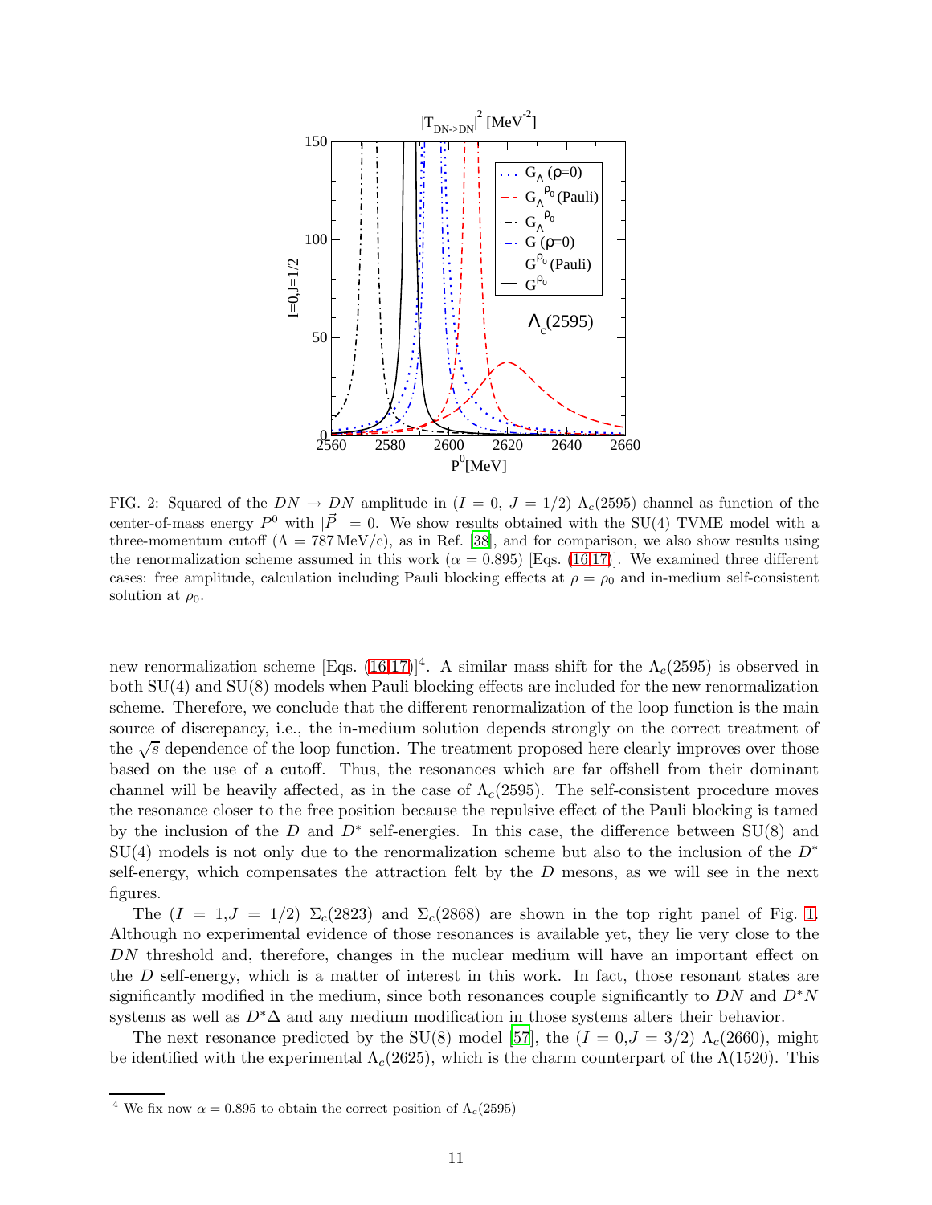FIG. 2: Squared of the $DN \to DN$ amplitude in ($I = 0$, $J = 1/2$) $\Lambda_c(2595)$ channel as function of the center-of-mass energy $P^0$ with $|\vec{P}| = 0$. We show results obtained with the SU(4) TVME model with a three-momentum cutoff ($\Lambda = 787$ MeV/c), as in Ref. [38], and for comparison, we also show results using the renormalization scheme assumed in this work ($\alpha = 0.895$) [Eqs. (16,17)]. We examined three different cases: free amplitude, calculation including Pauli blocking effects at $\rho = \rho_0$ and in-medium self-consistent solution at $\rho_0$.

new renormalization scheme [Eqs. (16,17)][4]. A similar mass shift for the $\Lambda_c(2595)$ is observed in both SU(4) and SU(8) models when Pauli blocking effects are included for the new renormalization scheme. Therefore, we conclude that the different renormalization of the loop function is the main source of discrepancy, i.e., the in-medium solution depends strongly on the correct treatment of the $\sqrt{s}$ dependence of the loop function. The treatment proposed here clearly improves over those based on the use of a cutoff. Thus, the resonances which are far offshell from their dominant channel will be heavily affected, as in the case of $\Lambda_c(2595)$. The self-consistent procedure moves the resonance closer to the free position because the repulsive effect of the Pauli blocking is tamed by the inclusion of the $D$ and $D^*$ self-energies. In this case, the difference between SU(8) and SU(4) models is not only due to the renormalization scheme but also to the inclusion of the $D^*$ self-energy, which compensates the attraction felt by the $D$ mesons, as we will see in the next figures.

The ($I = 1, J = 1/2$) $\Sigma_c(2823)$ and $\Sigma_c(2868)$ are shown in the top right panel of Fig. 1. Although no experimental evidence of those resonances is available yet, they lie very close to the $DN$ threshold and, therefore, changes in the nuclear medium will have an important effect on the $D$ self-energy, which is a matter of interest in this work. In fact, those resonant states are significantly modified in the medium, since both resonances couple significantly to $DN$ and $D^*N$ systems as well as $D^*\Delta$ and any medium modification in those systems alters their behavior.

The next resonance predicted by the SU(8) model [57], the ($I = 0, J = 3/2$) $\Lambda_c(2660)$, might be identified with the experimental $\Lambda_c(2625)$, which is the charm counterpart of the $\Lambda(1520)$. This

[4] We fix now $\alpha = 0.895$ to obtain the correct position of $\Lambda_c(2595)$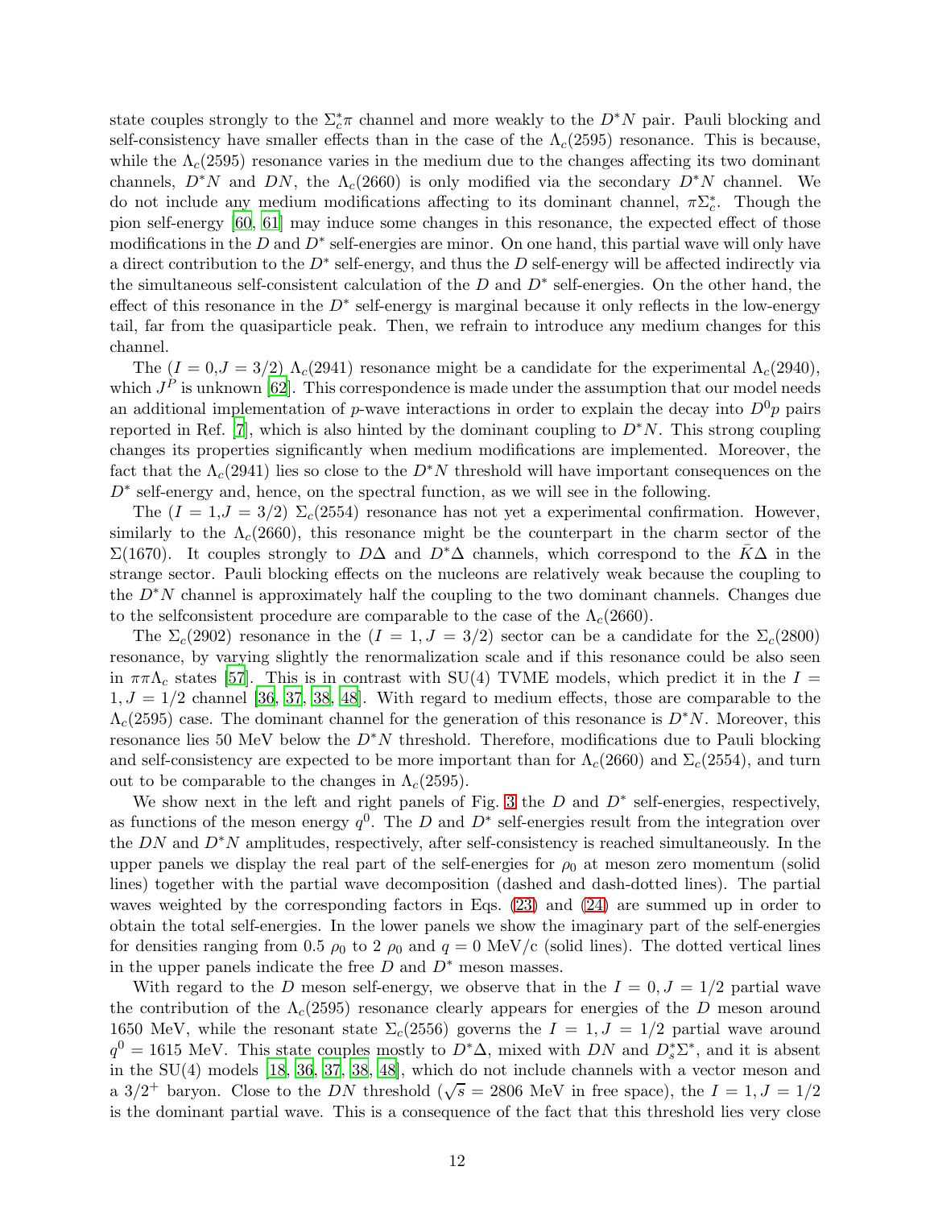state couples strongly to the $\Sigma_c^*\pi$ channel and more weakly to the $D^*N$ pair. Pauli blocking and self-consistency have smaller effects than in the case of the $\Lambda_c(2595)$ resonance. This is because, while the $\Lambda_c(2595)$ resonance varies in the medium due to the changes affecting its two dominant channels, $D^*N$ and $DN$, the $\Lambda_c(2660)$ is only modified via the secondary $D^*N$ channel. We do not include any medium modifications affecting to its dominant channel, $\pi\Sigma_c^*$. Though the pion self-energy [60, 61] may induce some changes in this resonance, the expected effect of those modifications in the $D$ and $D^*$ self-energies are minor. On one hand, this partial wave will only have a direct contribution to the $D^*$ self-energy, and thus the $D$ self-energy will be affected indirectly via the simultaneous self-consistent calculation of the $D$ and $D^*$ self-energies. On the other hand, the effect of this resonance in the $D^*$ self-energy is marginal because it only reflects in the low-energy tail, far from the quasiparticle peak. Then, we refrain to introduce any medium changes for this channel.

The ($I=0$,$J=3/2$) $\Lambda_c(2941)$ resonance might be a candidate for the experimental $\Lambda_c(2940)$, which $J^P$ is unknown [62]. This correspondence is made under the assumption that our model needs an additional implementation of $p$-wave interactions in order to explain the decay into $D^0p$ pairs reported in Ref. [7], which is also hinted by the dominant coupling to $D^*N$. This strong coupling changes its properties significantly when medium modifications are implemented. Moreover, the fact that the $\Lambda_c(2941)$ lies so close to the $D^*N$ threshold will have important consequences on the $D^*$ self-energy and, hence, on the spectral function, as we will see in the following.

The ($I=1$,$J=3/2$) $\Sigma_c(2554)$ resonance has not yet a experimental confirmation. However, similarly to the $\Lambda_c(2660)$, this resonance might be the counterpart in the charm sector of the $\Sigma(1670)$. It couples strongly to $D\Delta$ and $D^*\Delta$ channels, which correspond to the $\bar{K}\Delta$ in the strange sector. Pauli blocking effects on the nucleons are relatively weak because the coupling to the $D^*N$ channel is approximately half the coupling to the two dominant channels. Changes due to the selfconsistent procedure are comparable to the case of the $\Lambda_c(2660)$.

The $\Sigma_c(2902)$ resonance in the ($I=1,J=3/2$) sector can be a candidate for the $\Sigma_c(2800)$ resonance, by varying slightly the renormalization scale and if this resonance could be also seen in $\pi\pi\Lambda_c$ states [57]. This is in contrast with SU(4) TVME models, which predict it in the $I=1,J=1/2$ channel [36, 37, 38, 48]. With regard to medium effects, those are comparable to the $\Lambda_c(2595)$ case. The dominant channel for the generation of this resonance is $D^*N$. Moreover, this resonance lies 50 MeV below the $D^*N$ threshold. Therefore, modifications due to Pauli blocking and self-consistency are expected to be more important than for $\Lambda_c(2660)$ and $\Sigma_c(2554)$, and turn out to be comparable to the changes in $\Lambda_c(2595)$.

We show next in the left and right panels of Fig. 3 the $D$ and $D^*$ self-energies, respectively, as functions of the meson energy $q^0$. The $D$ and $D^*$ self-energies result from the integration over the $DN$ and $D^*N$ amplitudes, respectively, after self-consistency is reached simultaneously. In the upper panels we display the real part of the self-energies for $\rho_0$ at meson zero momentum (solid lines) together with the partial wave decomposition (dashed and dash-dotted lines). The partial waves weighted by the corresponding factors in Eqs. (23) and (24) are summed up in order to obtain the total self-energies. In the lower panels we show the imaginary part of the self-energies for densities ranging from 0.5 $\rho_0$ to 2 $\rho_0$ and $q=0$ MeV/c (solid lines). The dotted vertical lines in the upper panels indicate the free $D$ and $D^*$ meson masses.

With regard to the $D$ meson self-energy, we observe that in the $I=0,J=1/2$ partial wave the contribution of the $\Lambda_c(2595)$ resonance clearly appears for energies of the $D$ meson around 1650 MeV, while the resonant state $\Sigma_c(2556)$ governs the $I=1,J=1/2$ partial wave around $q^0=1615$ MeV. This state couples mostly to $D^*\Delta$, mixed with $DN$ and $D_s^*\Sigma^*$, and it is absent in the SU(4) models [18, 36, 37, 38, 48], which do not include channels with a vector meson and a $3/2^+$ baryon. Close to the $DN$ threshold ($\sqrt{s}=2806$ MeV in free space), the $I=1,J=1/2$ is the dominant partial wave. This is a consequence of the fact that this threshold lies very close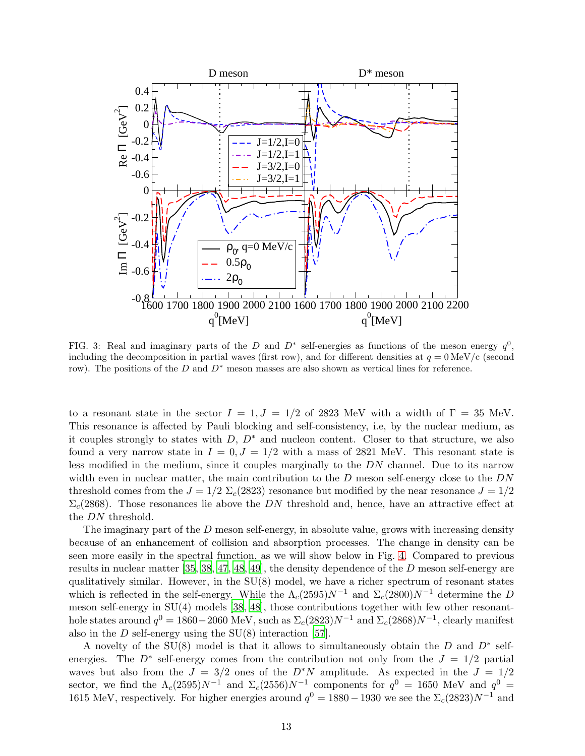FIG. 3: Real and imaginary parts of the $D$ and $D^*$ self-energies as functions of the meson energy $q^0$, including the decomposition in partial waves (first row), and for different densities at $q = 0\,\mathrm{MeV/c}$ (second row). The positions of the $D$ and $D^*$ meson masses are also shown as vertical lines for reference.

to a resonant state in the sector $I = 1, J = 1/2$ of 2823 MeV with a width of $\Gamma = 35$ MeV. This resonance is affected by Pauli blocking and self-consistency, i.e, by the nuclear medium, as it couples strongly to states with $D$, $D^*$ and nucleon content. Closer to that structure, we also found a very narrow state in $I = 0, J = 1/2$ with a mass of 2821 MeV. This resonant state is less modified in the medium, since it couples marginally to the $DN$ channel. Due to its narrow width even in nuclear matter, the main contribution to the $D$ meson self-energy close to the $DN$ threshold comes from the $J = 1/2$ $\Sigma_c(2823)$ resonance but modified by the near resonance $J = 1/2$ $\Sigma_c(2868)$. Those resonances lie above the $DN$ threshold and, hence, have an attractive effect at the $DN$ threshold.

The imaginary part of the $D$ meson self-energy, in absolute value, grows with increasing density because of an enhancement of collision and absorption processes. The change in density can be seen more easily in the spectral function, as we will show below in Fig. 4. Compared to previous results in nuclear matter [35, 38, 47, 48, 49], the density dependence of the $D$ meson self-energy are qualitatively similar. However, in the SU(8) model, we have a richer spectrum of resonant states which is reflected in the self-energy. While the $\Lambda_c(2595)N^{-1}$ and $\Sigma_c(2800)N^{-1}$ determine the $D$ meson self-energy in SU(4) models [38, 48], those contributions together with few other resonant-hole states around $q^0 = 1860 - 2060$ MeV, such as $\Sigma_c(2823)N^{-1}$ and $\Sigma_c(2868)N^{-1}$, clearly manifest also in the $D$ self-energy using the SU(8) interaction [57].

A novelty of the SU(8) model is that it allows to simultaneously obtain the $D$ and $D^*$ self-energies. The $D^*$ self-energy comes from the contribution not only from the $J = 1/2$ partial waves but also from the $J = 3/2$ ones of the $D^*N$ amplitude. As expected in the $J = 1/2$ sector, we find the $\Lambda_c(2595)N^{-1}$ and $\Sigma_c(2556)N^{-1}$ components for $q^0 = 1650$ MeV and $q^0 = 1615$ MeV, respectively. For higher energies around $q^0 = 1880 - 1930$ we see the $\Sigma_c(2823)N^{-1}$ and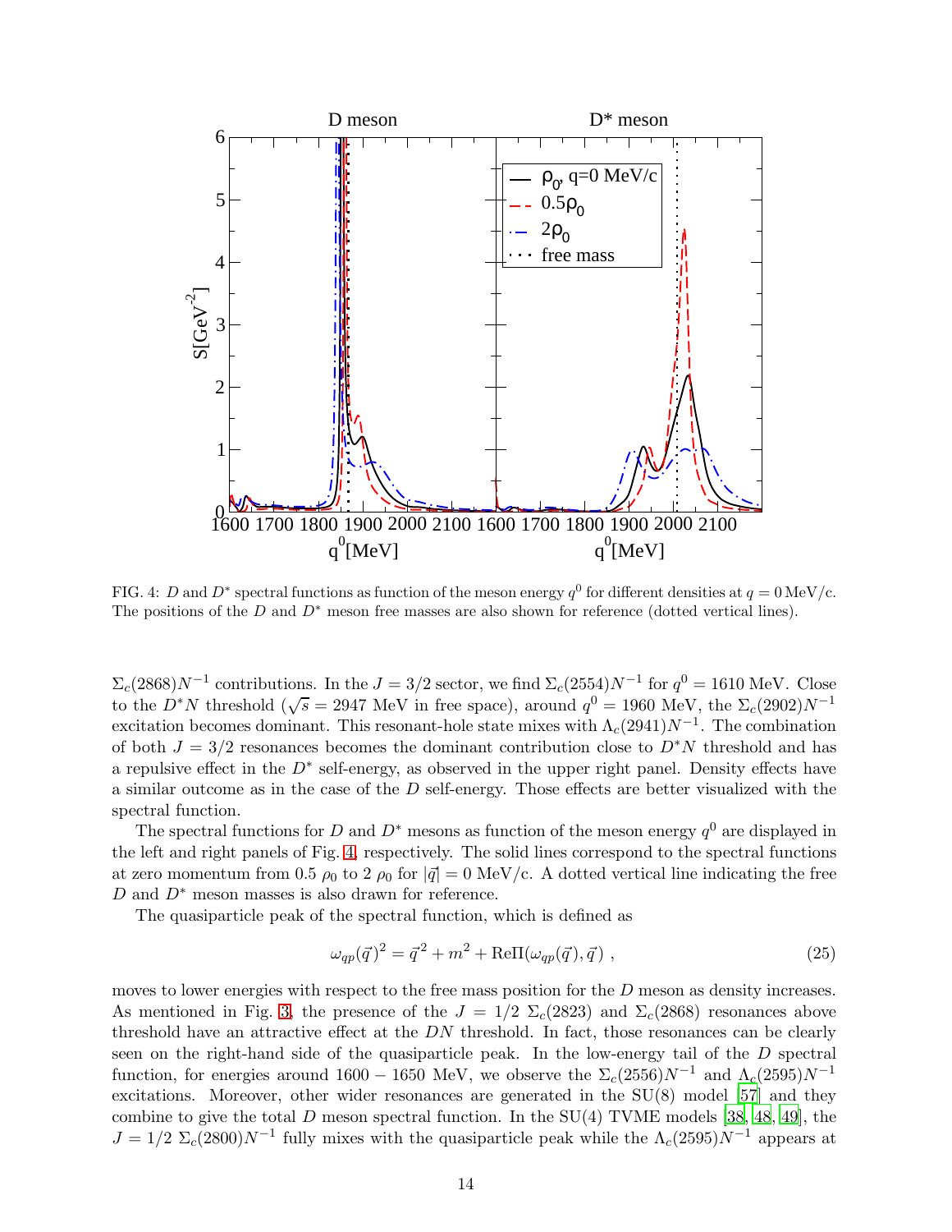FIG. 4: $D$ and $D^*$ spectral functions as function of the meson energy $q^0$ for different densities at $q = 0\,\mathrm{MeV/c}$. The positions of the $D$ and $D^*$ meson free masses are also shown for reference (dotted vertical lines).

$\Sigma_c(2868)N^{-1}$ contributions. In the $J = 3/2$ sector, we find $\Sigma_c(2554)N^{-1}$ for $q^0 = 1610$ MeV. Close to the $D^*N$ threshold ($\sqrt{s} = 2947$ MeV in free space), around $q^0 = 1960$ MeV, the $\Sigma_c(2902)N^{-1}$ excitation becomes dominant. This resonant-hole state mixes with $\Lambda_c(2941)N^{-1}$. The combination of both $J = 3/2$ resonances becomes the dominant contribution close to $D^*N$ threshold and has a repulsive effect in the $D^*$ self-energy, as observed in the upper right panel. Density effects have a similar outcome as in the case of the $D$ self-energy. Those effects are better visualized with the spectral function.

The spectral functions for $D$ and $D^*$ mesons as function of the meson energy $q^0$ are displayed in the left and right panels of Fig. 4, respectively. The solid lines correspond to the spectral functions at zero momentum from 0.5 $\rho_0$ to 2 $\rho_0$ for $|\vec{q}| = 0$ MeV/c. A dotted vertical line indicating the free $D$ and $D^*$ meson masses is also drawn for reference.

The quasiparticle peak of the spectral function, which is defined as

$$\omega_{qp}(\vec{q})^2 = \vec{q}^{\,2} + m^2 + \mathrm{Re}\Pi(\omega_{qp}(\vec{q}), \vec{q}) \ , \tag{25}$$

moves to lower energies with respect to the free mass position for the $D$ meson as density increases. As mentioned in Fig. 3, the presence of the $J = 1/2$ $\Sigma_c(2823)$ and $\Sigma_c(2868)$ resonances above threshold have an attractive effect at the $DN$ threshold. In fact, those resonances can be clearly seen on the right-hand side of the quasiparticle peak. In the low-energy tail of the $D$ spectral function, for energies around $1600-1650$ MeV, we observe the $\Sigma_c(2556)N^{-1}$ and $\Lambda_c(2595)N^{-1}$ excitations. Moreover, other wider resonances are generated in the SU(8) model [57] and they combine to give the total $D$ meson spectral function. In the SU(4) TVME models [38, 48, 49], the $J = 1/2$ $\Sigma_c(2800)N^{-1}$ fully mixes with the quasiparticle peak while the $\Lambda_c(2595)N^{-1}$ appears at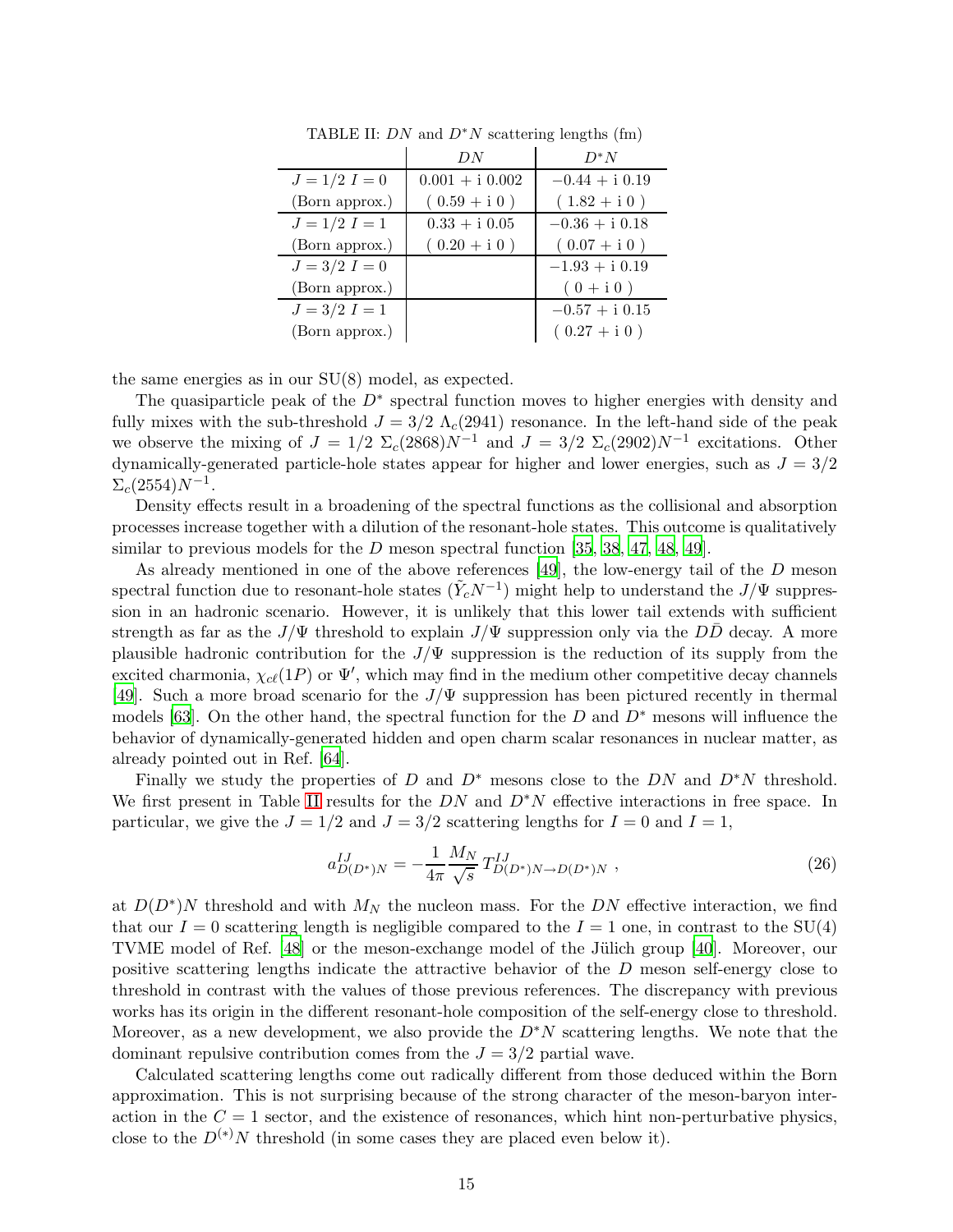TABLE II: $DN$ and $D^*N$ scattering lengths (fm)

| | $DN$ | $D^*N$ |
|---|---|---|
| $J=1/2$ $I=0$ | $0.001$ + i $0.002$ | $-0.44$ + i $0.19$ |
| (Born approx.) | ( $0.59$ + i $0$ ) | ( $1.82$ + i $0$ ) |
| $J=1/2$ $I=1$ | $0.33$ + i $0.05$ | $-0.36$ + i $0.18$ |
| (Born approx.) | ( $0.20$ + i $0$ ) | ( $0.07$ + i $0$ ) |
| $J=3/2$ $I=0$ | | $-1.93$ + i $0.19$ |
| (Born approx.) | | ( $0$ + i $0$ ) |
| $J=3/2$ $I=1$ | | $-0.57$ + i $0.15$ |
| (Born approx.) | | ( $0.27$ + i $0$ ) |

the same energies as in our SU(8) model, as expected.

The quasiparticle peak of the $D^*$ spectral function moves to higher energies with density and fully mixes with the sub-threshold $J=3/2$ $\Lambda_c(2941)$ resonance. In the left-hand side of the peak we observe the mixing of $J=1/2$ $\Sigma_c(2868)N^{-1}$ and $J=3/2$ $\Sigma_c(2902)N^{-1}$ excitations. Other dynamically-generated particle-hole states appear for higher and lower energies, such as $J=3/2$ $\Sigma_c(2554)N^{-1}$.

Density effects result in a broadening of the spectral functions as the collisional and absorption processes increase together with a dilution of the resonant-hole states. This outcome is qualitatively similar to previous models for the $D$ meson spectral function [35, 38, 47, 48, 49].

As already mentioned in one of the above references [49], the low-energy tail of the $D$ meson spectral function due to resonant-hole states ($\tilde{Y}_c N^{-1}$) might help to understand the $J/\Psi$ suppression in an hadronic scenario. However, it is unlikely that this lower tail extends with sufficient strength as far as the $J/\Psi$ threshold to explain $J/\Psi$ suppression only via the $D\bar{D}$ decay. A more plausible hadronic contribution for the $J/\Psi$ suppression is the reduction of its supply from the excited charmonia, $\chi_{c\ell}(1P)$ or $\Psi'$, which may find in the medium other competitive decay channels [49]. Such a more broad scenario for the $J/\Psi$ suppression has been pictured recently in thermal models [63]. On the other hand, the spectral function for the $D$ and $D^*$ mesons will influence the behavior of dynamically-generated hidden and open charm scalar resonances in nuclear matter, as already pointed out in Ref. [64].

Finally we study the properties of $D$ and $D^*$ mesons close to the $DN$ and $D^*N$ threshold. We first present in Table II results for the $DN$ and $D^*N$ effective interactions in free space. In particular, we give the $J=1/2$ and $J=3/2$ scattering lengths for $I=0$ and $I=1$,

$$a^{IJ}_{D(D^*)N} = -\frac{1}{4\pi}\frac{M_N}{\sqrt{s}}\, T^{IJ}_{D(D^*)N\to D(D^*)N} \ , \tag{26}$$

at $D(D^*)N$ threshold and with $M_N$ the nucleon mass. For the $DN$ effective interaction, we find that our $I=0$ scattering length is negligible compared to the $I=1$ one, in contrast to the SU(4) TVME model of Ref. [48] or the meson-exchange model of the Jülich group [40]. Moreover, our positive scattering lengths indicate the attractive behavior of the $D$ meson self-energy close to threshold in contrast with the values of those previous references. The discrepancy with previous works has its origin in the different resonant-hole composition of the self-energy close to threshold. Moreover, as a new development, we also provide the $D^*N$ scattering lengths. We note that the dominant repulsive contribution comes from the $J=3/2$ partial wave.

Calculated scattering lengths come out radically different from those deduced within the Born approximation. This is not surprising because of the strong character of the meson-baryon interaction in the $C=1$ sector, and the existence of resonances, which hint non-perturbative physics, close to the $D^{(*)}N$ threshold (in some cases they are placed even below it).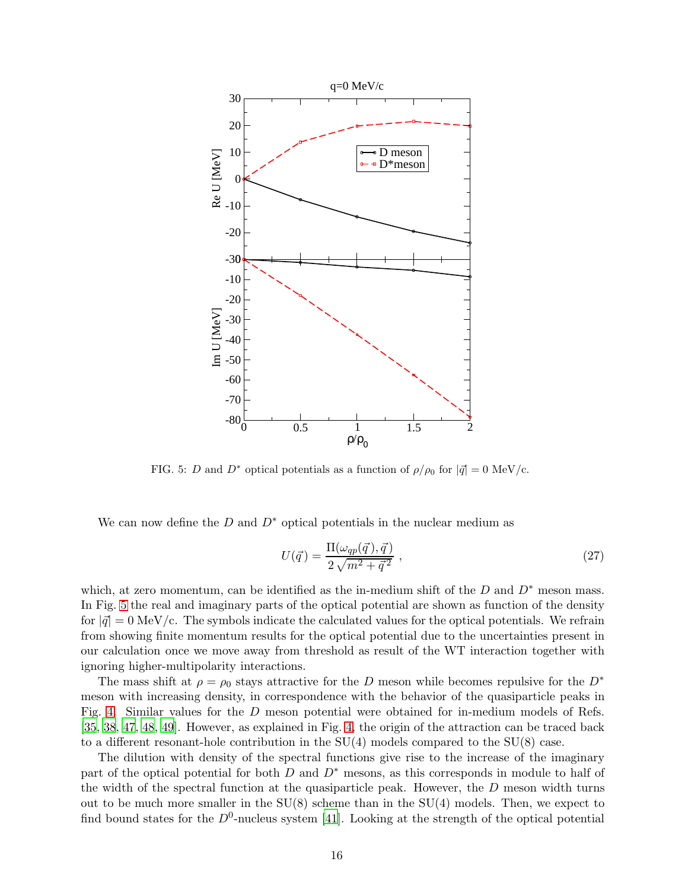FIG. 5: $D$ and $D^*$ optical potentials as a function of $\rho/\rho_0$ for $|\vec{q}| = 0$ MeV/c.

We can now define the $D$ and $D^*$ optical potentials in the nuclear medium as

$$U(\vec{q}) = \frac{\Pi(\omega_{qp}(\vec{q}), \vec{q})}{2\sqrt{m^2 + \vec{q}^{\,2}}} \ , \tag{27}$$

which, at zero momentum, can be identified as the in-medium shift of the $D$ and $D^*$ meson mass. In Fig. 5 the real and imaginary parts of the optical potential are shown as function of the density for $|\vec{q}| = 0$ MeV/c. The symbols indicate the calculated values for the optical potentials. We refrain from showing finite momentum results for the optical potential due to the uncertainties present in our calculation once we move away from threshold as result of the WT interaction together with ignoring higher-multipolarity interactions.

The mass shift at $\rho = \rho_0$ stays attractive for the $D$ meson while becomes repulsive for the $D^*$ meson with increasing density, in correspondence with the behavior of the quasiparticle peaks in Fig. 4. Similar values for the $D$ meson potential were obtained for in-medium models of Refs. [35, 38, 47, 48, 49]. However, as explained in Fig. 4, the origin of the attraction can be traced back to a different resonant-hole contribution in the SU(4) models compared to the SU(8) case.

The dilution with density of the spectral functions give rise to the increase of the imaginary part of the optical potential for both $D$ and $D^*$ mesons, as this corresponds in module to half of the width of the spectral function at the quasiparticle peak. However, the $D$ meson width turns out to be much more smaller in the SU(8) scheme than in the SU(4) models. Then, we expect to find bound states for the $D^0$-nucleus system [41]. Looking at the strength of the optical potential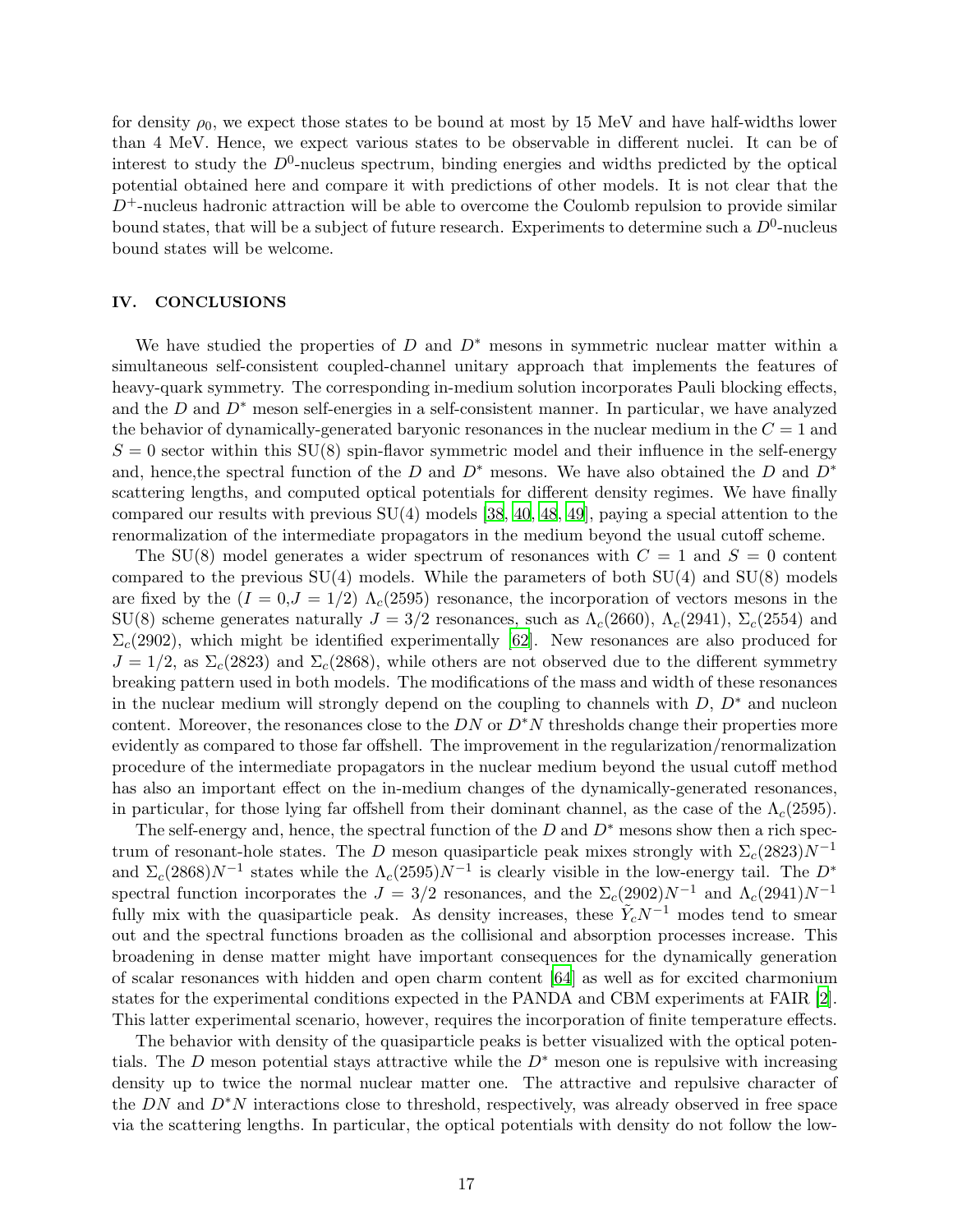for density $\rho_0$, we expect those states to be bound at most by 15 MeV and have half-widths lower than 4 MeV. Hence, we expect various states to be observable in different nuclei. It can be of interest to study the $D^0$-nucleus spectrum, binding energies and widths predicted by the optical potential obtained here and compare it with predictions of other models. It is not clear that the $D^+$-nucleus hadronic attraction will be able to overcome the Coulomb repulsion to provide similar bound states, that will be a subject of future research. Experiments to determine such a $D^0$-nucleus bound states will be welcome.

## IV. CONCLUSIONS

We have studied the properties of $D$ and $D^*$ mesons in symmetric nuclear matter within a simultaneous self-consistent coupled-channel unitary approach that implements the features of heavy-quark symmetry. The corresponding in-medium solution incorporates Pauli blocking effects, and the $D$ and $D^*$ meson self-energies in a self-consistent manner. In particular, we have analyzed the behavior of dynamically-generated baryonic resonances in the nuclear medium in the $C = 1$ and $S = 0$ sector within this SU(8) spin-flavor symmetric model and their influence in the self-energy and, hence,the spectral function of the $D$ and $D^*$ mesons. We have also obtained the $D$ and $D^*$ scattering lengths, and computed optical potentials for different density regimes. We have finally compared our results with previous SU(4) models [38, 40, 48, 49], paying a special attention to the renormalization of the intermediate propagators in the medium beyond the usual cutoff scheme.

The SU(8) model generates a wider spectrum of resonances with $C = 1$ and $S = 0$ content compared to the previous SU(4) models. While the parameters of both SU(4) and SU(8) models are fixed by the ($I = 0$,$J = 1/2$) $\Lambda_c(2595)$ resonance, the incorporation of vectors mesons in the SU(8) scheme generates naturally $J = 3/2$ resonances, such as $\Lambda_c(2660)$, $\Lambda_c(2941)$, $\Sigma_c(2554)$ and $\Sigma_c(2902)$, which might be identified experimentally [62]. New resonances are also produced for $J = 1/2$, as $\Sigma_c(2823)$ and $\Sigma_c(2868)$, while others are not observed due to the different symmetry breaking pattern used in both models. The modifications of the mass and width of these resonances in the nuclear medium will strongly depend on the coupling to channels with $D$, $D^*$ and nucleon content. Moreover, the resonances close to the $DN$ or $D^*N$ thresholds change their properties more evidently as compared to those far offshell. The improvement in the regularization/renormalization procedure of the intermediate propagators in the nuclear medium beyond the usual cutoff method has also an important effect on the in-medium changes of the dynamically-generated resonances, in particular, for those lying far offshell from their dominant channel, as the case of the $\Lambda_c(2595)$.

The self-energy and, hence, the spectral function of the $D$ and $D^*$ mesons show then a rich spectrum of resonant-hole states. The $D$ meson quasiparticle peak mixes strongly with $\Sigma_c(2823)N^{-1}$ and $\Sigma_c(2868)N^{-1}$ states while the $\Lambda_c(2595)N^{-1}$ is clearly visible in the low-energy tail. The $D^*$ spectral function incorporates the $J = 3/2$ resonances, and the $\Sigma_c(2902)N^{-1}$ and $\Lambda_c(2941)N^{-1}$ fully mix with the quasiparticle peak. As density increases, these $\tilde{Y}_c N^{-1}$ modes tend to smear out and the spectral functions broaden as the collisional and absorption processes increase. This broadening in dense matter might have important consequences for the dynamically generation of scalar resonances with hidden and open charm content [64] as well as for excited charmonium states for the experimental conditions expected in the PANDA and CBM experiments at FAIR [2]. This latter experimental scenario, however, requires the incorporation of finite temperature effects.

The behavior with density of the quasiparticle peaks is better visualized with the optical potentials. The $D$ meson potential stays attractive while the $D^*$ meson one is repulsive with increasing density up to twice the normal nuclear matter one. The attractive and repulsive character of the $DN$ and $D^*N$ interactions close to threshold, respectively, was already observed in free space via the scattering lengths. In particular, the optical potentials with density do not follow the low-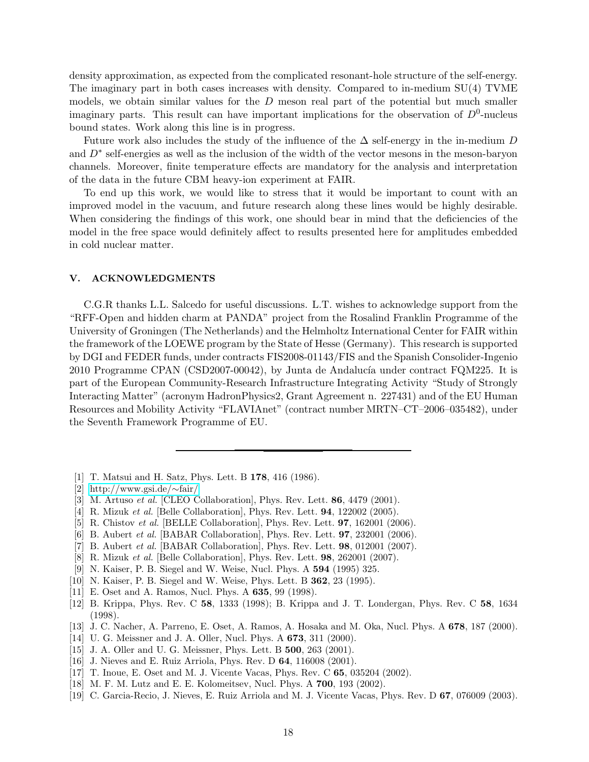density approximation, as expected from the complicated resonant-hole structure of the self-energy. The imaginary part in both cases increases with density. Compared to in-medium SU(4) TVME models, we obtain similar values for the $D$ meson real part of the potential but much smaller imaginary parts. This result can have important implications for the observation of $D^0$-nucleus bound states. Work along this line is in progress.

Future work also includes the study of the influence of the $\Delta$ self-energy in the in-medium $D$ and $D^*$ self-energies as well as the inclusion of the width of the vector mesons in the meson-baryon channels. Moreover, finite temperature effects are mandatory for the analysis and interpretation of the data in the future CBM heavy-ion experiment at FAIR.

To end up this work, we would like to stress that it would be important to count with an improved model in the vacuum, and future research along these lines would be highly desirable. When considering the findings of this work, one should bear in mind that the deficiencies of the model in the free space would definitely affect to results presented here for amplitudes embedded in cold nuclear matter.

## V. ACKNOWLEDGMENTS

C.G.R thanks L.L. Salcedo for useful discussions. L.T. wishes to acknowledge support from the "RFF-Open and hidden charm at PANDA" project from the Rosalind Franklin Programme of the University of Groningen (The Netherlands) and the Helmholtz International Center for FAIR within the framework of the LOEWE program by the State of Hesse (Germany). This research is supported by DGI and FEDER funds, under contracts FIS2008-01143/FIS and the Spanish Consolider-Ingenio 2010 Programme CPAN (CSD2007-00042), by Junta de Andalucía under contract FQM225. It is part of the European Community-Research Infrastructure Integrating Activity "Study of Strongly Interacting Matter" (acronym HadronPhysics2, Grant Agreement n. 227431) and of the EU Human Resources and Mobility Activity "FLAVIAnet" (contract number MRTN–CT–2006–035482), under the Seventh Framework Programme of EU.

---

[1] T. Matsui and H. Satz, Phys. Lett. B **178**, 416 (1986).
[2] http://www.gsi.de/∼fair/
[3] M. Artuso *et al.* [CLEO Collaboration], Phys. Rev. Lett. **86**, 4479 (2001).
[4] R. Mizuk *et al.* [Belle Collaboration], Phys. Rev. Lett. **94**, 122002 (2005).
[5] R. Chistov *et al.* [BELLE Collaboration], Phys. Rev. Lett. **97**, 162001 (2006).
[6] B. Aubert *et al.* [BABAR Collaboration], Phys. Rev. Lett. **97**, 232001 (2006).
[7] B. Aubert *et al.* [BABAR Collaboration], Phys. Rev. Lett. **98**, 012001 (2007).
[8] R. Mizuk *et al.* [Belle Collaboration], Phys. Rev. Lett. **98**, 262001 (2007).
[9] N. Kaiser, P. B. Siegel and W. Weise, Nucl. Phys. A **594** (1995) 325.
[10] N. Kaiser, P. B. Siegel and W. Weise, Phys. Lett. B **362**, 23 (1995).
[11] E. Oset and A. Ramos, Nucl. Phys. A **635**, 99 (1998).
[12] B. Krippa, Phys. Rev. C **58**, 1333 (1998); B. Krippa and J. T. Londergan, Phys. Rev. C **58**, 1634 (1998).
[13] J. C. Nacher, A. Parreno, E. Oset, A. Ramos, A. Hosaka and M. Oka, Nucl. Phys. A **678**, 187 (2000).
[14] U. G. Meissner and J. A. Oller, Nucl. Phys. A **673**, 311 (2000).
[15] J. A. Oller and U. G. Meissner, Phys. Lett. B **500**, 263 (2001).
[16] J. Nieves and E. Ruiz Arriola, Phys. Rev. D **64**, 116008 (2001).
[17] T. Inoue, E. Oset and M. J. Vicente Vacas, Phys. Rev. C **65**, 035204 (2002).
[18] M. F. M. Lutz and E. E. Kolomeitsev, Nucl. Phys. A **700**, 193 (2002).
[19] C. Garcia-Recio, J. Nieves, E. Ruiz Arriola and M. J. Vicente Vacas, Phys. Rev. D **67**, 076009 (2003).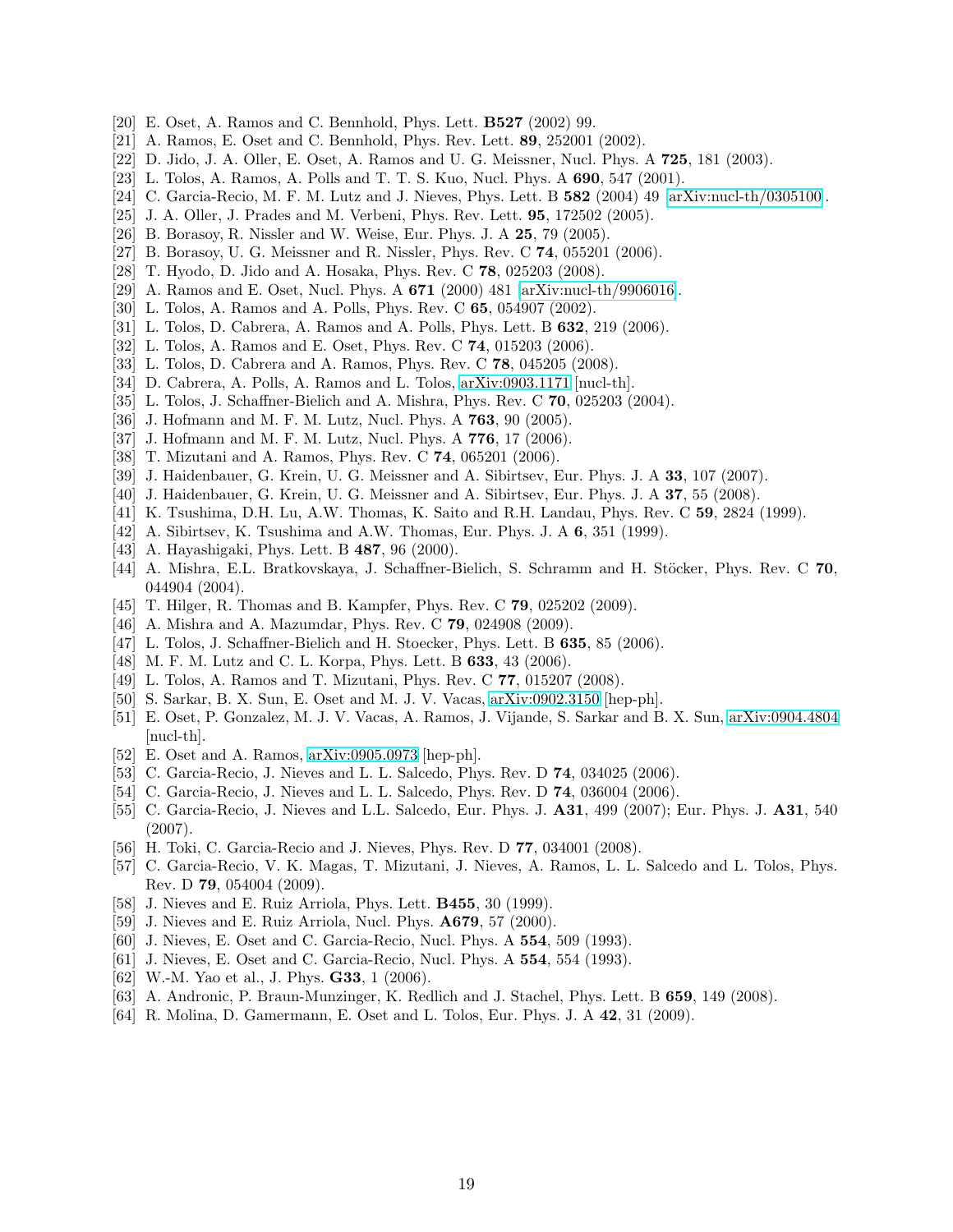[20] E. Oset, A. Ramos and C. Bennhold, Phys. Lett. **B527** (2002) 99.
[21] A. Ramos, E. Oset and C. Bennhold, Phys. Rev. Lett. **89**, 252001 (2002).
[22] D. Jido, J. A. Oller, E. Oset, A. Ramos and U. G. Meissner, Nucl. Phys. A **725**, 181 (2003).
[23] L. Tolos, A. Ramos, A. Polls and T. T. S. Kuo, Nucl. Phys. A **690**, 547 (2001).
[24] C. Garcia-Recio, M. F. M. Lutz and J. Nieves, Phys. Lett. B **582** (2004) 49 [arXiv:nucl-th/0305100].
[25] J. A. Oller, J. Prades and M. Verbeni, Phys. Rev. Lett. **95**, 172502 (2005).
[26] B. Borasoy, R. Nissler and W. Weise, Eur. Phys. J. A **25**, 79 (2005).
[27] B. Borasoy, U. G. Meissner and R. Nissler, Phys. Rev. C **74**, 055201 (2006).
[28] T. Hyodo, D. Jido and A. Hosaka, Phys. Rev. C **78**, 025203 (2008).
[29] A. Ramos and E. Oset, Nucl. Phys. A **671** (2000) 481 [arXiv:nucl-th/9906016].
[30] L. Tolos, A. Ramos and A. Polls, Phys. Rev. C **65**, 054907 (2002).
[31] L. Tolos, D. Cabrera, A. Ramos and A. Polls, Phys. Lett. B **632**, 219 (2006).
[32] L. Tolos, A. Ramos and E. Oset, Phys. Rev. C **74**, 015203 (2006).
[33] L. Tolos, D. Cabrera and A. Ramos, Phys. Rev. C **78**, 045205 (2008).
[34] D. Cabrera, A. Polls, A. Ramos and L. Tolos, arXiv:0903.1171 [nucl-th].
[35] L. Tolos, J. Schaffner-Bielich and A. Mishra, Phys. Rev. C **70**, 025203 (2004).
[36] J. Hofmann and M. F. M. Lutz, Nucl. Phys. A **763**, 90 (2005).
[37] J. Hofmann and M. F. M. Lutz, Nucl. Phys. A **776**, 17 (2006).
[38] T. Mizutani and A. Ramos, Phys. Rev. C **74**, 065201 (2006).
[39] J. Haidenbauer, G. Krein, U. G. Meissner and A. Sibirtsev, Eur. Phys. J. A **33**, 107 (2007).
[40] J. Haidenbauer, G. Krein, U. G. Meissner and A. Sibirtsev, Eur. Phys. J. A **37**, 55 (2008).
[41] K. Tsushima, D.H. Lu, A.W. Thomas, K. Saito and R.H. Landau, Phys. Rev. C **59**, 2824 (1999).
[42] A. Sibirtsev, K. Tsushima and A.W. Thomas, Eur. Phys. J. A **6**, 351 (1999).
[43] A. Hayashigaki, Phys. Lett. B **487**, 96 (2000).
[44] A. Mishra, E.L. Bratkovskaya, J. Schaffner-Bielich, S. Schramm and H. Stöcker, Phys. Rev. C **70**, 044904 (2004).
[45] T. Hilger, R. Thomas and B. Kampfer, Phys. Rev. C **79**, 025202 (2009).
[46] A. Mishra and A. Mazumdar, Phys. Rev. C **79**, 024908 (2009).
[47] L. Tolos, J. Schaffner-Bielich and H. Stoecker, Phys. Lett. B **635**, 85 (2006).
[48] M. F. M. Lutz and C. L. Korpa, Phys. Lett. B **633**, 43 (2006).
[49] L. Tolos, A. Ramos and T. Mizutani, Phys. Rev. C **77**, 015207 (2008).
[50] S. Sarkar, B. X. Sun, E. Oset and M. J. V. Vacas, arXiv:0902.3150 [hep-ph].
[51] E. Oset, P. Gonzalez, M. J. V. Vacas, A. Ramos, J. Vijande, S. Sarkar and B. X. Sun, arXiv:0904.4804 [nucl-th].
[52] E. Oset and A. Ramos, arXiv:0905.0973 [hep-ph].
[53] C. Garcia-Recio, J. Nieves and L. L. Salcedo, Phys. Rev. D **74**, 034025 (2006).
[54] C. Garcia-Recio, J. Nieves and L. L. Salcedo, Phys. Rev. D **74**, 036004 (2006).
[55] C. Garcia-Recio, J. Nieves and L.L. Salcedo, Eur. Phys. J. **A31**, 499 (2007); Eur. Phys. J. **A31**, 540 (2007).
[56] H. Toki, C. Garcia-Recio and J. Nieves, Phys. Rev. D **77**, 034001 (2008).
[57] C. Garcia-Recio, V. K. Magas, T. Mizutani, J. Nieves, A. Ramos, L. L. Salcedo and L. Tolos, Phys. Rev. D **79**, 054004 (2009).
[58] J. Nieves and E. Ruiz Arriola, Phys. Lett. **B455**, 30 (1999).
[59] J. Nieves and E. Ruiz Arriola, Nucl. Phys. **A679**, 57 (2000).
[60] J. Nieves, E. Oset and C. Garcia-Recio, Nucl. Phys. A **554**, 509 (1993).
[61] J. Nieves, E. Oset and C. Garcia-Recio, Nucl. Phys. A **554**, 554 (1993).
[62] W.-M. Yao et al., J. Phys. **G33**, 1 (2006).
[63] A. Andronic, P. Braun-Munzinger, K. Redlich and J. Stachel, Phys. Lett. B **659**, 149 (2008).
[64] R. Molina, D. Gamermann, E. Oset and L. Tolos, Eur. Phys. J. A **42**, 31 (2009).